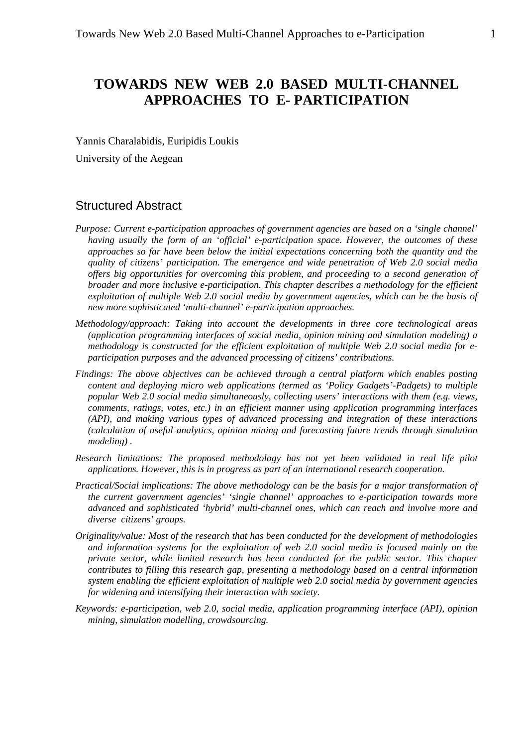# TOWARDS NEW WEB 2.0 BASED MULTI-CHANNEL APPROACHES TO E- PARTICIPATION

Yannis Charalabidis, Euripidis Loukis

University of the Aegean

## Structured Abstract

*Purpose: Current e-participation approaches of government agencies are based on a 'single channel' having usually the form of an 'official' e-participation space. However, the outcomes of these approaches so far have been below the initial expectations concerning both the quantity and the quality of citizens' participation. The emergence and wide penetration of Web 2.0 social media offers big opportunities for overcoming this problem, and proceeding to a second generation of broader and more inclusive e-participation. This chapter describes a methodology for the efficient exploitation of multiple Web 2.0 social media by government agencies, which can be the basis of new more sophisticated 'multi-channel' e-participation approaches.*

*Methodology/approach: Taking into account the developments in three core technological areas (application programming interfaces of social media, opinion mining and simulation modeling) a methodology is constructed for the efficient exploitation of multiple Web 2.0 social media for e-participation purposes and the advanced processing of citizens' contributions.*

*Findings: The above objectives can be achieved through a central platform which enables posting content and deploying micro web applications (termed as 'Policy Gadgets'-Padgets) to multiple popular Web 2.0 social media simultaneously, collecting users' interactions with them (e.g. views, comments, ratings, votes, etc.) in an efficient manner using application programming interfaces (API), and making various types of advanced processing and integration of these interactions (calculation of useful analytics, opinion mining and forecasting future trends through simulation modeling) .*

*Research limitations: The proposed methodology has not yet been validated in real life pilot applications. However, this is in progress as part of an international research cooperation.*

*Practical/Social implications: The above methodology can be the basis for a major transformation of the current government agencies' 'single channel' approaches to e-participation towards more advanced and sophisticated 'hybrid' multi-channel ones, which can reach and involve more and diverse citizens' groups.*

*Originality/value: Most of the research that has been conducted for the development of methodologies and information systems for the exploitation of web 2.0 social media is focused mainly on the private sector, while limited research has been conducted for the public sector. This chapter contributes to filling this research gap, presenting a methodology based on a central information system enabling the efficient exploitation of multiple web 2.0 social media by government agencies for widening and intensifying their interaction with society.*

*Keywords: e-participation, web 2.0, social media, application programming interface (API), opinion mining, simulation modelling, crowdsourcing.*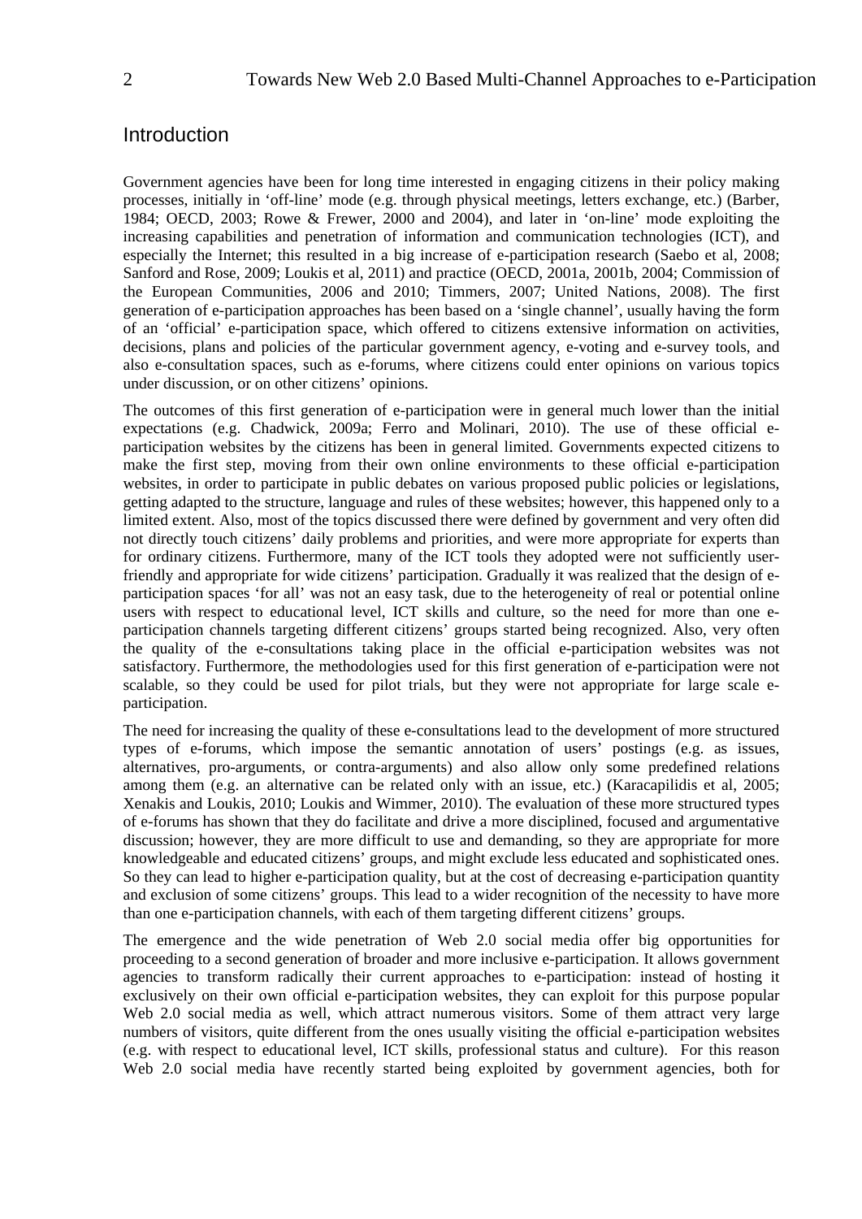## Introduction

Government agencies have been for long time interested in engaging citizens in their policy making processes, initially in 'off-line' mode (e.g. through physical meetings, letters exchange, etc.) (Barber, 1984; OECD, 2003; Rowe & Frewer, 2000 and 2004), and later in 'on-line' mode exploiting the increasing capabilities and penetration of information and communication technologies (ICT), and especially the Internet; this resulted in a big increase of e-participation research (Saebo et al, 2008; Sanford and Rose, 2009; Loukis et al, 2011) and practice (OECD, 2001a, 2001b, 2004; Commission of the European Communities, 2006 and 2010; Timmers, 2007; United Nations, 2008). The first generation of e-participation approaches has been based on a 'single channel', usually having the form of an 'official' e-participation space, which offered to citizens extensive information on activities, decisions, plans and policies of the particular government agency, e-voting and e-survey tools, and also e-consultation spaces, such as e-forums, where citizens could enter opinions on various topics under discussion, or on other citizens' opinions.

The outcomes of this first generation of e-participation were in general much lower than the initial expectations (e.g. Chadwick, 2009a; Ferro and Molinari, 2010). The use of these official e-participation websites by the citizens has been in general limited. Governments expected citizens to make the first step, moving from their own online environments to these official e-participation websites, in order to participate in public debates on various proposed public policies or legislations, getting adapted to the structure, language and rules of these websites; however, this happened only to a limited extent. Also, most of the topics discussed there were defined by government and very often did not directly touch citizens' daily problems and priorities, and were more appropriate for experts than for ordinary citizens. Furthermore, many of the ICT tools they adopted were not sufficiently user-friendly and appropriate for wide citizens' participation. Gradually it was realized that the design of e-participation spaces 'for all' was not an easy task, due to the heterogeneity of real or potential online users with respect to educational level, ICT skills and culture, so the need for more than one e-participation channels targeting different citizens' groups started being recognized. Also, very often the quality of the e-consultations taking place in the official e-participation websites was not satisfactory. Furthermore, the methodologies used for this first generation of e-participation were not scalable, so they could be used for pilot trials, but they were not appropriate for large scale e-participation.

The need for increasing the quality of these e-consultations lead to the development of more structured types of e-forums, which impose the semantic annotation of users' postings (e.g. as issues, alternatives, pro-arguments, or contra-arguments) and also allow only some predefined relations among them (e.g. an alternative can be related only with an issue, etc.) (Karacapilidis et al, 2005; Xenakis and Loukis, 2010; Loukis and Wimmer, 2010). The evaluation of these more structured types of e-forums has shown that they do facilitate and drive a more disciplined, focused and argumentative discussion; however, they are more difficult to use and demanding, so they are appropriate for more knowledgeable and educated citizens' groups, and might exclude less educated and sophisticated ones. So they can lead to higher e-participation quality, but at the cost of decreasing e-participation quantity and exclusion of some citizens' groups. This lead to a wider recognition of the necessity to have more than one e-participation channels, with each of them targeting different citizens' groups.

The emergence and the wide penetration of Web 2.0 social media offer big opportunities for proceeding to a second generation of broader and more inclusive e-participation. It allows government agencies to transform radically their current approaches to e-participation: instead of hosting it exclusively on their own official e-participation websites, they can exploit for this purpose popular Web 2.0 social media as well, which attract numerous visitors. Some of them attract very large numbers of visitors, quite different from the ones usually visiting the official e-participation websites (e.g. with respect to educational level, ICT skills, professional status and culture). For this reason Web 2.0 social media have recently started being exploited by government agencies, both for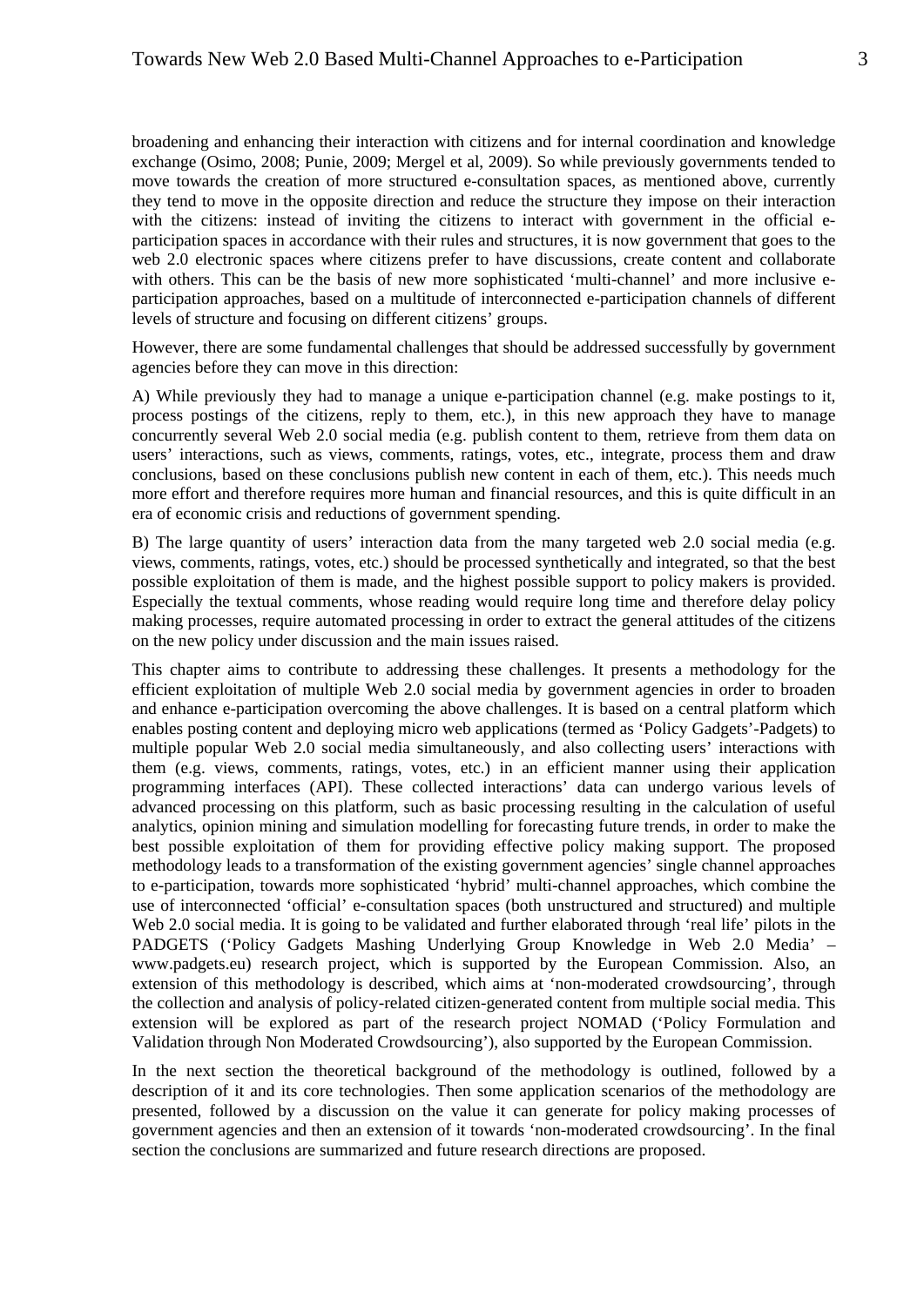broadening and enhancing their interaction with citizens and for internal coordination and knowledge exchange (Osimo, 2008; Punie, 2009; Mergel et al, 2009). So while previously governments tended to move towards the creation of more structured e-consultation spaces, as mentioned above, currently they tend to move in the opposite direction and reduce the structure they impose on their interaction with the citizens: instead of inviting the citizens to interact with government in the official e-participation spaces in accordance with their rules and structures, it is now government that goes to the web 2.0 electronic spaces where citizens prefer to have discussions, create content and collaborate with others. This can be the basis of new more sophisticated 'multi-channel' and more inclusive e-participation approaches, based on a multitude of interconnected e-participation channels of different levels of structure and focusing on different citizens' groups.

However, there are some fundamental challenges that should be addressed successfully by government agencies before they can move in this direction:

A) While previously they had to manage a unique e-participation channel (e.g. make postings to it, process postings of the citizens, reply to them, etc.), in this new approach they have to manage concurrently several Web 2.0 social media (e.g. publish content to them, retrieve from them data on users' interactions, such as views, comments, ratings, votes, etc., integrate, process them and draw conclusions, based on these conclusions publish new content in each of them, etc.). This needs much more effort and therefore requires more human and financial resources, and this is quite difficult in an era of economic crisis and reductions of government spending.

B) The large quantity of users' interaction data from the many targeted web 2.0 social media (e.g. views, comments, ratings, votes, etc.) should be processed synthetically and integrated, so that the best possible exploitation of them is made, and the highest possible support to policy makers is provided. Especially the textual comments, whose reading would require long time and therefore delay policy making processes, require automated processing in order to extract the general attitudes of the citizens on the new policy under discussion and the main issues raised.

This chapter aims to contribute to addressing these challenges. It presents a methodology for the efficient exploitation of multiple Web 2.0 social media by government agencies in order to broaden and enhance e-participation overcoming the above challenges. It is based on a central platform which enables posting content and deploying micro web applications (termed as 'Policy Gadgets'-Padgets) to multiple popular Web 2.0 social media simultaneously, and also collecting users' interactions with them (e.g. views, comments, ratings, votes, etc.) in an efficient manner using their application programming interfaces (API). These collected interactions' data can undergo various levels of advanced processing on this platform, such as basic processing resulting in the calculation of useful analytics, opinion mining and simulation modelling for forecasting future trends, in order to make the best possible exploitation of them for providing effective policy making support. The proposed methodology leads to a transformation of the existing government agencies' single channel approaches to e-participation, towards more sophisticated 'hybrid' multi-channel approaches, which combine the use of interconnected 'official' e-consultation spaces (both unstructured and structured) and multiple Web 2.0 social media. It is going to be validated and further elaborated through 'real life' pilots in the PADGETS ('Policy Gadgets Mashing Underlying Group Knowledge in Web 2.0 Media' – www.padgets.eu) research project, which is supported by the European Commission. Also, an extension of this methodology is described, which aims at 'non-moderated crowdsourcing', through the collection and analysis of policy-related citizen-generated content from multiple social media. This extension will be explored as part of the research project NOMAD ('Policy Formulation and Validation through Non Moderated Crowdsourcing'), also supported by the European Commission.

In the next section the theoretical background of the methodology is outlined, followed by a description of it and its core technologies. Then some application scenarios of the methodology are presented, followed by a discussion on the value it can generate for policy making processes of government agencies and then an extension of it towards 'non-moderated crowdsourcing'. In the final section the conclusions are summarized and future research directions are proposed.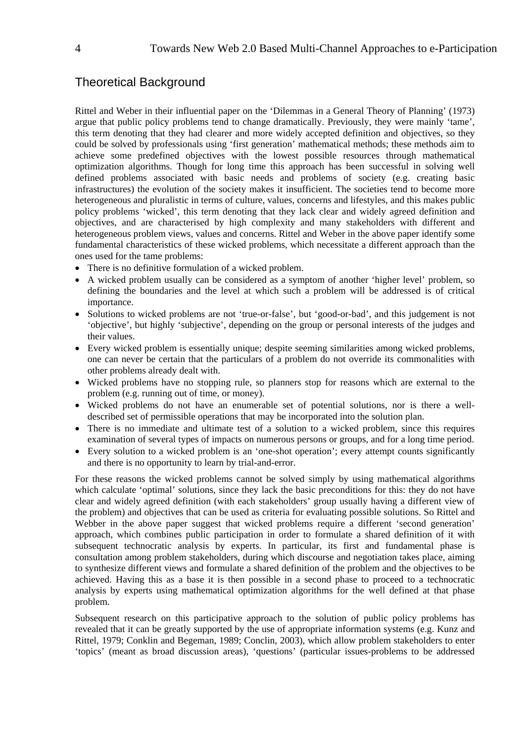## Theoretical Background

Rittel and Weber in their influential paper on the 'Dilemmas in a General Theory of Planning' (1973) argue that public policy problems tend to change dramatically. Previously, they were mainly 'tame', this term denoting that they had clearer and more widely accepted definition and objectives, so they could be solved by professionals using 'first generation' mathematical methods; these methods aim to achieve some predefined objectives with the lowest possible resources through mathematical optimization algorithms. Though for long time this approach has been successful in solving well defined problems associated with basic needs and problems of society (e.g. creating basic infrastructures) the evolution of the society makes it insufficient. The societies tend to become more heterogeneous and pluralistic in terms of culture, values, concerns and lifestyles, and this makes public policy problems 'wicked', this term denoting that they lack clear and widely agreed definition and objectives, and are characterised by high complexity and many stakeholders with different and heterogeneous problem views, values and concerns. Rittel and Weber in the above paper identify some fundamental characteristics of these wicked problems, which necessitate a different approach than the ones used for the tame problems:

- There is no definitive formulation of a wicked problem.
- A wicked problem usually can be considered as a symptom of another 'higher level' problem, so defining the boundaries and the level at which such a problem will be addressed is of critical importance.
- Solutions to wicked problems are not 'true-or-false', but 'good-or-bad', and this judgement is not 'objective', but highly 'subjective', depending on the group or personal interests of the judges and their values.
- Every wicked problem is essentially unique; despite seeming similarities among wicked problems, one can never be certain that the particulars of a problem do not override its commonalities with other problems already dealt with.
- Wicked problems have no stopping rule, so planners stop for reasons which are external to the problem (e.g. running out of time, or money).
- Wicked problems do not have an enumerable set of potential solutions, nor is there a well-described set of permissible operations that may be incorporated into the solution plan.
- There is no immediate and ultimate test of a solution to a wicked problem, since this requires examination of several types of impacts on numerous persons or groups, and for a long time period.
- Every solution to a wicked problem is an 'one-shot operation'; every attempt counts significantly and there is no opportunity to learn by trial-and-error.

For these reasons the wicked problems cannot be solved simply by using mathematical algorithms which calculate 'optimal' solutions, since they lack the basic preconditions for this: they do not have clear and widely agreed definition (with each stakeholders' group usually having a different view of the problem) and objectives that can be used as criteria for evaluating possible solutions. So Rittel and Webber in the above paper suggest that wicked problems require a different 'second generation' approach, which combines public participation in order to formulate a shared definition of it with subsequent technocratic analysis by experts. In particular, its first and fundamental phase is consultation among problem stakeholders, during which discourse and negotiation takes place, aiming to synthesize different views and formulate a shared definition of the problem and the objectives to be achieved. Having this as a base it is then possible in a second phase to proceed to a technocratic analysis by experts using mathematical optimization algorithms for the well defined at that phase problem.

Subsequent research on this participative approach to the solution of public policy problems has revealed that it can be greatly supported by the use of appropriate information systems (e.g. Kunz and Rittel, 1979; Conklin and Begeman, 1989; Conclin, 2003), which allow problem stakeholders to enter 'topics' (meant as broad discussion areas), 'questions' (particular issues-problems to be addressed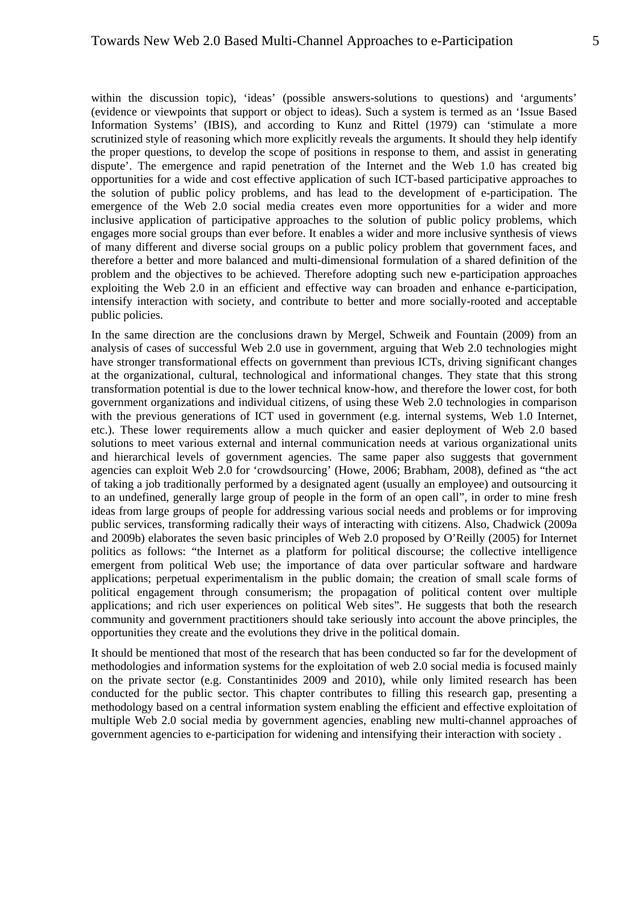within the discussion topic), 'ideas' (possible answers-solutions to questions) and 'arguments' (evidence or viewpoints that support or object to ideas). Such a system is termed as an 'Issue Based Information Systems' (IBIS), and according to Kunz and Rittel (1979) can 'stimulate a more scrutinized style of reasoning which more explicitly reveals the arguments. It should they help identify the proper questions, to develop the scope of positions in response to them, and assist in generating dispute'. The emergence and rapid penetration of the Internet and the Web 1.0 has created big opportunities for a wide and cost effective application of such ICT-based participative approaches to the solution of public policy problems, and has lead to the development of e-participation. The emergence of the Web 2.0 social media creates even more opportunities for a wider and more inclusive application of participative approaches to the solution of public policy problems, which engages more social groups than ever before. It enables a wider and more inclusive synthesis of views of many different and diverse social groups on a public policy problem that government faces, and therefore a better and more balanced and multi-dimensional formulation of a shared definition of the problem and the objectives to be achieved. Therefore adopting such new e-participation approaches exploiting the Web 2.0 in an efficient and effective way can broaden and enhance e-participation, intensify interaction with society, and contribute to better and more socially-rooted and acceptable public policies.

In the same direction are the conclusions drawn by Mergel, Schweik and Fountain (2009) from an analysis of cases of successful Web 2.0 use in government, arguing that Web 2.0 technologies might have stronger transformational effects on government than previous ICTs, driving significant changes at the organizational, cultural, technological and informational changes. They state that this strong transformation potential is due to the lower technical know-how, and therefore the lower cost, for both government organizations and individual citizens, of using these Web 2.0 technologies in comparison with the previous generations of ICT used in government (e.g. internal systems, Web 1.0 Internet, etc.). These lower requirements allow a much quicker and easier deployment of Web 2.0 based solutions to meet various external and internal communication needs at various organizational units and hierarchical levels of government agencies. The same paper also suggests that government agencies can exploit Web 2.0 for 'crowdsourcing' (Howe, 2006; Brabham, 2008), defined as "the act of taking a job traditionally performed by a designated agent (usually an employee) and outsourcing it to an undefined, generally large group of people in the form of an open call", in order to mine fresh ideas from large groups of people for addressing various social needs and problems or for improving public services, transforming radically their ways of interacting with citizens. Also, Chadwick (2009a and 2009b) elaborates the seven basic principles of Web 2.0 proposed by O'Reilly (2005) for Internet politics as follows: "the Internet as a platform for political discourse; the collective intelligence emergent from political Web use; the importance of data over particular software and hardware applications; perpetual experimentalism in the public domain; the creation of small scale forms of political engagement through consumerism; the propagation of political content over multiple applications; and rich user experiences on political Web sites". He suggests that both the research community and government practitioners should take seriously into account the above principles, the opportunities they create and the evolutions they drive in the political domain.

It should be mentioned that most of the research that has been conducted so far for the development of methodologies and information systems for the exploitation of web 2.0 social media is focused mainly on the private sector (e.g. Constantinides 2009 and 2010), while only limited research has been conducted for the public sector. This chapter contributes to filling this research gap, presenting a methodology based on a central information system enabling the efficient and effective exploitation of multiple Web 2.0 social media by government agencies, enabling new multi-channel approaches of government agencies to e-participation for widening and intensifying their interaction with society .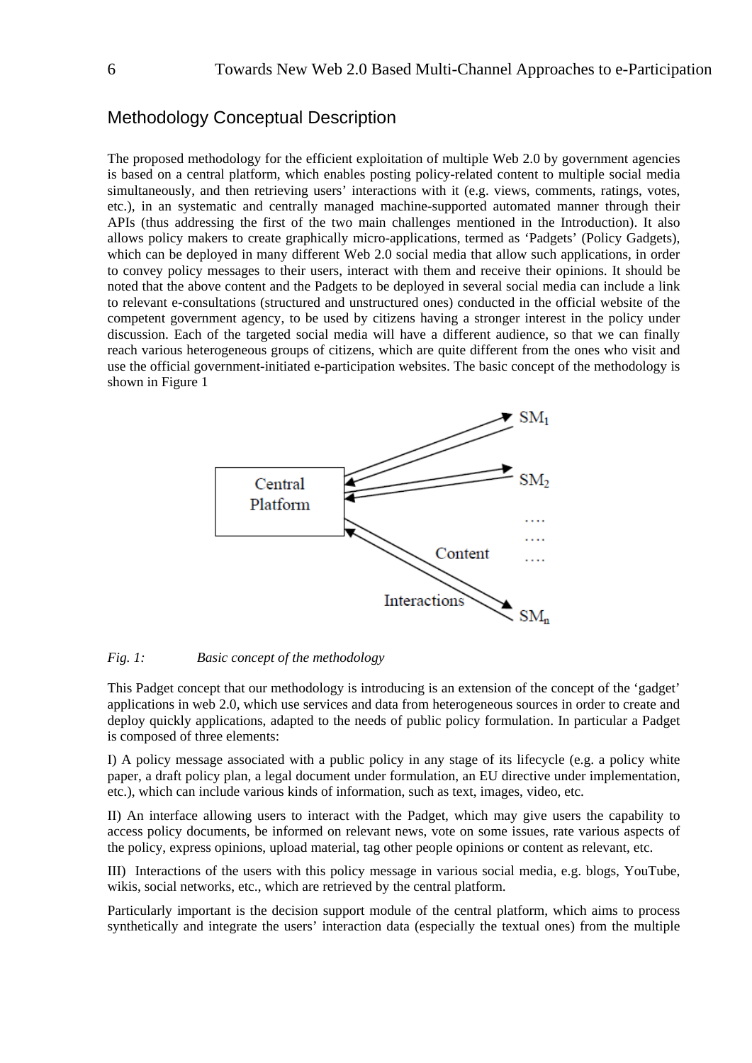## Methodology Conceptual Description

The proposed methodology for the efficient exploitation of multiple Web 2.0 by government agencies is based on a central platform, which enables posting policy-related content to multiple social media simultaneously, and then retrieving users' interactions with it (e.g. views, comments, ratings, votes, etc.), in an systematic and centrally managed machine-supported automated manner through their APIs (thus addressing the first of the two main challenges mentioned in the Introduction). It also allows policy makers to create graphically micro-applications, termed as 'Padgets' (Policy Gadgets), which can be deployed in many different Web 2.0 social media that allow such applications, in order to convey policy messages to their users, interact with them and receive their opinions. It should be noted that the above content and the Padgets to be deployed in several social media can include a link to relevant e-consultations (structured and unstructured ones) conducted in the official website of the competent government agency, to be used by citizens having a stronger interest in the policy under discussion. Each of the targeted social media will have a different audience, so that we can finally reach various heterogeneous groups of citizens, which are quite different from the ones who visit and use the official government-initiated e-participation websites. The basic concept of the methodology is shown in Figure 1

Central Platform

$SM_1$

$SM_2$

….

….

….

Content

Interactions

$SM_n$

*Fig. 1: Basic concept of the methodology*

This Padget concept that our methodology is introducing is an extension of the concept of the 'gadget' applications in web 2.0, which use services and data from heterogeneous sources in order to create and deploy quickly applications, adapted to the needs of public policy formulation. In particular a Padget is composed of three elements:

I) A policy message associated with a public policy in any stage of its lifecycle (e.g. a policy white paper, a draft policy plan, a legal document under formulation, an EU directive under implementation, etc.), which can include various kinds of information, such as text, images, video, etc.

II) An interface allowing users to interact with the Padget, which may give users the capability to access policy documents, be informed on relevant news, vote on some issues, rate various aspects of the policy, express opinions, upload material, tag other people opinions or content as relevant, etc.

III) Interactions of the users with this policy message in various social media, e.g. blogs, YouTube, wikis, social networks, etc., which are retrieved by the central platform.

Particularly important is the decision support module of the central platform, which aims to process synthetically and integrate the users' interaction data (especially the textual ones) from the multiple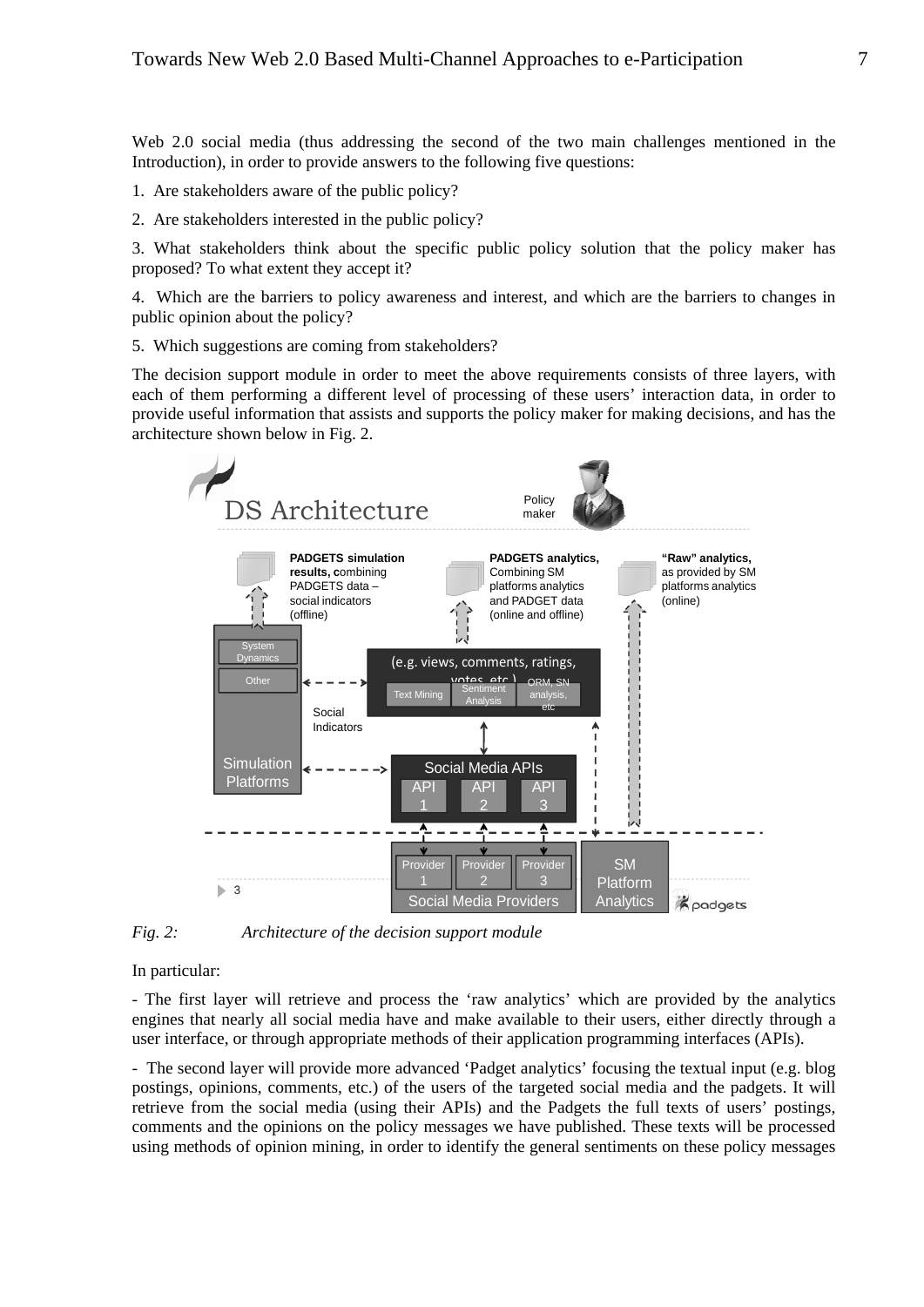Web 2.0 social media (thus addressing the second of the two main challenges mentioned in the Introduction), in order to provide answers to the following five questions:

1. Are stakeholders aware of the public policy?

2. Are stakeholders interested in the public policy?

3. What stakeholders think about the specific public policy solution that the policy maker has proposed? To what extent they accept it?

4. Which are the barriers to policy awareness and interest, and which are the barriers to changes in public opinion about the policy?

5. Which suggestions are coming from stakeholders?

The decision support module in order to meet the above requirements consists of three layers, with each of them performing a different level of processing of these users' interaction data, in order to provide useful information that assists and supports the policy maker for making decisions, and has the architecture shown below in Fig. 2.

DS Architecture

Policy maker

**PADGETS simulation results,** combining PADGETS data – social indicators (offline)

**PADGETS analytics,** Combining SM platforms analytics and PADGET data (online and offline)

**"Raw" analytics,** as provided by SM platforms analytics (online)

System Dynamics

Other

Simulation Platforms

(e.g. views, comments, ratings, votes, etc.)

Text Mining

Sentiment Analysis

ORM, SN analysis, etc

Social Indicators

Social Media APIs

API 1

API 2

API 3

Provider 1

Provider 2

Provider 3

Social Media Providers

SM Platform Analytics

3

padgets

*Fig. 2: Architecture of the decision support module*

In particular:

- The first layer will retrieve and process the 'raw analytics' which are provided by the analytics engines that nearly all social media have and make available to their users, either directly through a user interface, or through appropriate methods of their application programming interfaces (APIs).

- The second layer will provide more advanced 'Padget analytics' focusing the textual input (e.g. blog postings, opinions, comments, etc.) of the users of the targeted social media and the padgets. It will retrieve from the social media (using their APIs) and the Padgets the full texts of users' postings, comments and the opinions on the policy messages we have published. These texts will be processed using methods of opinion mining, in order to identify the general sentiments on these policy messages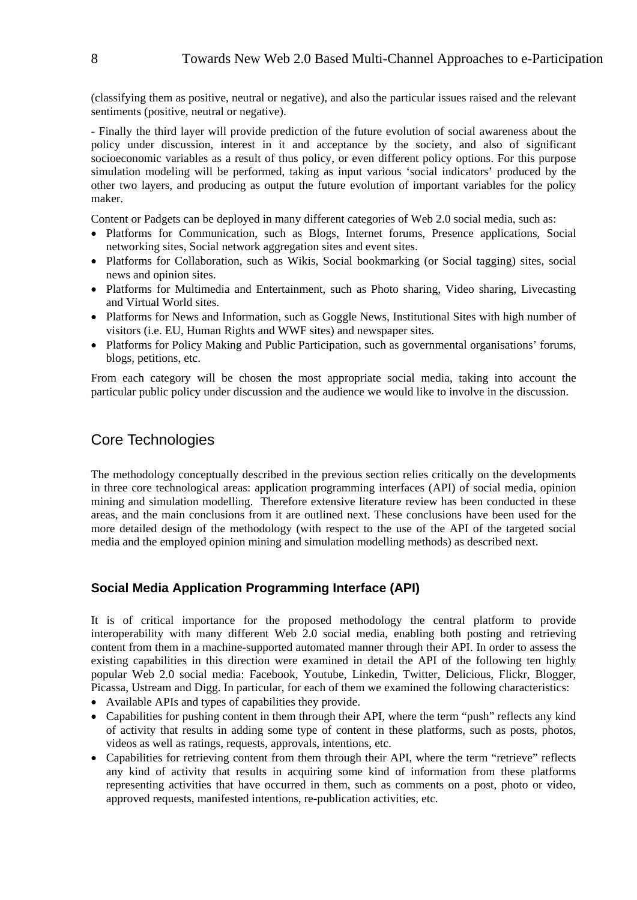(classifying them as positive, neutral or negative), and also the particular issues raised and the relevant sentiments (positive, neutral or negative).

- Finally the third layer will provide prediction of the future evolution of social awareness about the policy under discussion, interest in it and acceptance by the society, and also of significant socioeconomic variables as a result of thus policy, or even different policy options. For this purpose simulation modeling will be performed, taking as input various 'social indicators' produced by the other two layers, and producing as output the future evolution of important variables for the policy maker.

Content or Padgets can be deployed in many different categories of Web 2.0 social media, such as:

- Platforms for Communication, such as Blogs, Internet forums, Presence applications, Social networking sites, Social network aggregation sites and event sites.
- Platforms for Collaboration, such as Wikis, Social bookmarking (or Social tagging) sites, social news and opinion sites.
- Platforms for Multimedia and Entertainment, such as Photo sharing, Video sharing, Livecasting and Virtual World sites.
- Platforms for News and Information, such as Goggle News, Institutional Sites with high number of visitors (i.e. EU, Human Rights and WWF sites) and newspaper sites.
- Platforms for Policy Making and Public Participation, such as governmental organisations' forums, blogs, petitions, etc.

From each category will be chosen the most appropriate social media, taking into account the particular public policy under discussion and the audience we would like to involve in the discussion.

## Core Technologies

The methodology conceptually described in the previous section relies critically on the developments in three core technological areas: application programming interfaces (API) of social media, opinion mining and simulation modelling. Therefore extensive literature review has been conducted in these areas, and the main conclusions from it are outlined next. These conclusions have been used for the more detailed design of the methodology (with respect to the use of the API of the targeted social media and the employed opinion mining and simulation modelling methods) as described next.

### Social Media Application Programming Interface (API)

It is of critical importance for the proposed methodology the central platform to provide interoperability with many different Web 2.0 social media, enabling both posting and retrieving content from them in a machine-supported automated manner through their API. In order to assess the existing capabilities in this direction were examined in detail the API of the following ten highly popular Web 2.0 social media: Facebook, Youtube, Linkedin, Twitter, Delicious, Flickr, Blogger, Picassa, Ustream and Digg. In particular, for each of them we examined the following characteristics:

- Available APIs and types of capabilities they provide.
- Capabilities for pushing content in them through their API, where the term "push" reflects any kind of activity that results in adding some type of content in these platforms, such as posts, photos, videos as well as ratings, requests, approvals, intentions, etc.
- Capabilities for retrieving content from them through their API, where the term "retrieve" reflects any kind of activity that results in acquiring some kind of information from these platforms representing activities that have occurred in them, such as comments on a post, photo or video, approved requests, manifested intentions, re-publication activities, etc.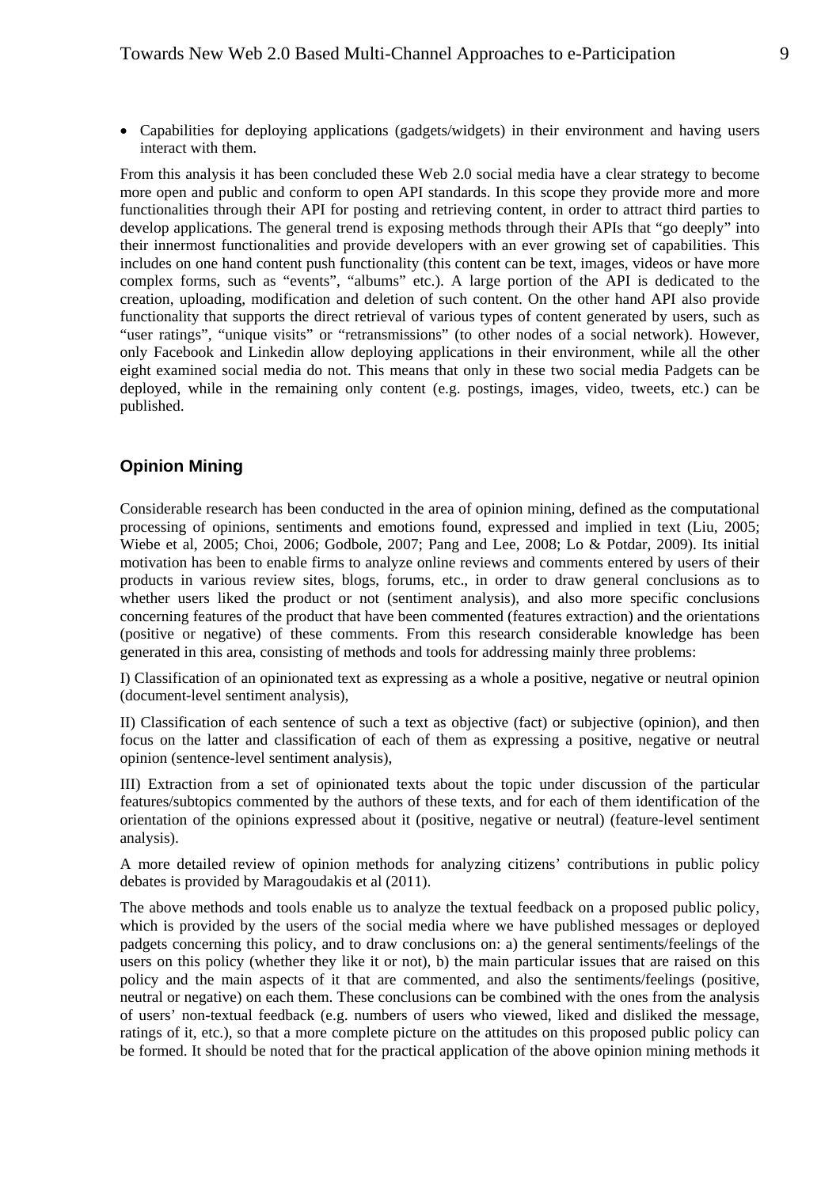- Capabilities for deploying applications (gadgets/widgets) in their environment and having users interact with them.

From this analysis it has been concluded these Web 2.0 social media have a clear strategy to become more open and public and conform to open API standards. In this scope they provide more and more functionalities through their API for posting and retrieving content, in order to attract third parties to develop applications. The general trend is exposing methods through their APIs that "go deeply" into their innermost functionalities and provide developers with an ever growing set of capabilities. This includes on one hand content push functionality (this content can be text, images, videos or have more complex forms, such as "events", "albums" etc.). A large portion of the API is dedicated to the creation, uploading, modification and deletion of such content. On the other hand API also provide functionality that supports the direct retrieval of various types of content generated by users, such as "user ratings", "unique visits" or "retransmissions" (to other nodes of a social network). However, only Facebook and Linkedin allow deploying applications in their environment, while all the other eight examined social media do not. This means that only in these two social media Padgets can be deployed, while in the remaining only content (e.g. postings, images, video, tweets, etc.) can be published.

## Opinion Mining

Considerable research has been conducted in the area of opinion mining, defined as the computational processing of opinions, sentiments and emotions found, expressed and implied in text (Liu, 2005; Wiebe et al, 2005; Choi, 2006; Godbole, 2007; Pang and Lee, 2008; Lo & Potdar, 2009). Its initial motivation has been to enable firms to analyze online reviews and comments entered by users of their products in various review sites, blogs, forums, etc., in order to draw general conclusions as to whether users liked the product or not (sentiment analysis), and also more specific conclusions concerning features of the product that have been commented (features extraction) and the orientations (positive or negative) of these comments. From this research considerable knowledge has been generated in this area, consisting of methods and tools for addressing mainly three problems:

I) Classification of an opinionated text as expressing as a whole a positive, negative or neutral opinion (document-level sentiment analysis),

II) Classification of each sentence of such a text as objective (fact) or subjective (opinion), and then focus on the latter and classification of each of them as expressing a positive, negative or neutral opinion (sentence-level sentiment analysis),

III) Extraction from a set of opinionated texts about the topic under discussion of the particular features/subtopics commented by the authors of these texts, and for each of them identification of the orientation of the opinions expressed about it (positive, negative or neutral) (feature-level sentiment analysis).

A more detailed review of opinion methods for analyzing citizens' contributions in public policy debates is provided by Maragoudakis et al (2011).

The above methods and tools enable us to analyze the textual feedback on a proposed public policy, which is provided by the users of the social media where we have published messages or deployed padgets concerning this policy, and to draw conclusions on: a) the general sentiments/feelings of the users on this policy (whether they like it or not), b) the main particular issues that are raised on this policy and the main aspects of it that are commented, and also the sentiments/feelings (positive, neutral or negative) on each them. These conclusions can be combined with the ones from the analysis of users' non-textual feedback (e.g. numbers of users who viewed, liked and disliked the message, ratings of it, etc.), so that a more complete picture on the attitudes on this proposed public policy can be formed. It should be noted that for the practical application of the above opinion mining methods it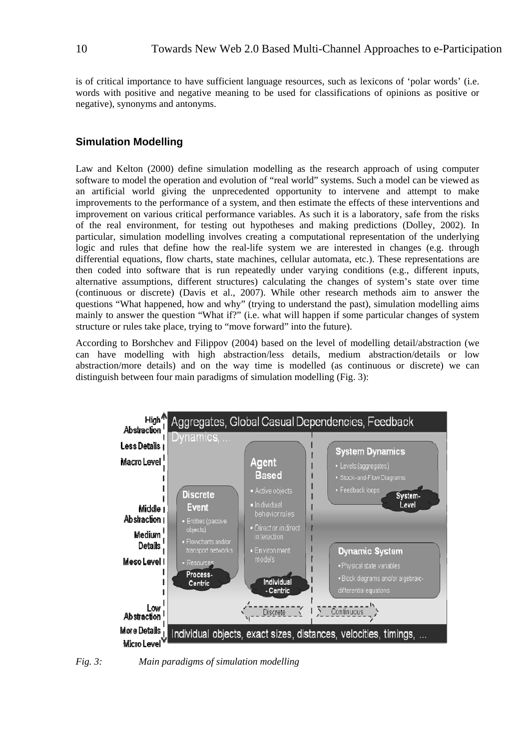is of critical importance to have sufficient language resources, such as lexicons of 'polar words' (i.e. words with positive and negative meaning to be used for classifications of opinions as positive or negative), synonyms and antonyms.

## Simulation Modelling

Law and Kelton (2000) define simulation modelling as the research approach of using computer software to model the operation and evolution of "real world" systems. Such a model can be viewed as an artificial world giving the unprecedented opportunity to intervene and attempt to make improvements to the performance of a system, and then estimate the effects of these interventions and improvement on various critical performance variables. As such it is a laboratory, safe from the risks of the real environment, for testing out hypotheses and making predictions (Dolley, 2002). In particular, simulation modelling involves creating a computational representation of the underlying logic and rules that define how the real-life system we are interested in changes (e.g. through differential equations, flow charts, state machines, cellular automata, etc.). These representations are then coded into software that is run repeatedly under varying conditions (e.g., different inputs, alternative assumptions, different structures) calculating the changes of system's state over time (continuous or discrete) (Davis et al., 2007). While other research methods aim to answer the questions "What happened, how and why" (trying to understand the past), simulation modelling aims mainly to answer the question "What if?" (i.e. what will happen if some particular changes of system structure or rules take place, trying to "move forward" into the future).

According to Borshchev and Filippov (2004) based on the level of modelling detail/abstraction (we can have modelling with high abstraction/less details, medium abstraction/details or low abstraction/more details) and on the way time is modelled (as continuous or discrete) we can distinguish between four main paradigms of simulation modelling (Fig. 3):

High Abstraction
Less Details
Macro Level
Middle Abstraction
Medium Details
Meso Level
Low Abstraction
More Details
Micro Level

Aggregates, Global Casual Dependencies, Feedback Dynamics, ...

Discrete Event
- Entities (passive objects)
- Flowcharts and/or transport networks
- Resources
Process-Centric

Agent Based
- Active objects
- Individual behavior rules
- Direct or indirect interaction
- Environment models
Individual-Centric

System Dynamics
- Levels (aggregates)
- Stock-and-Flow Diagrams
- Feedback loops
System-Level

Dynamic System
- Physical state variables
- Block diagrams and/or algebraic-differential equations

Discrete
Continuous

Individual objects, exact sizes, distances, velocities, timings, ...

*Fig. 3: Main paradigms of simulation modelling*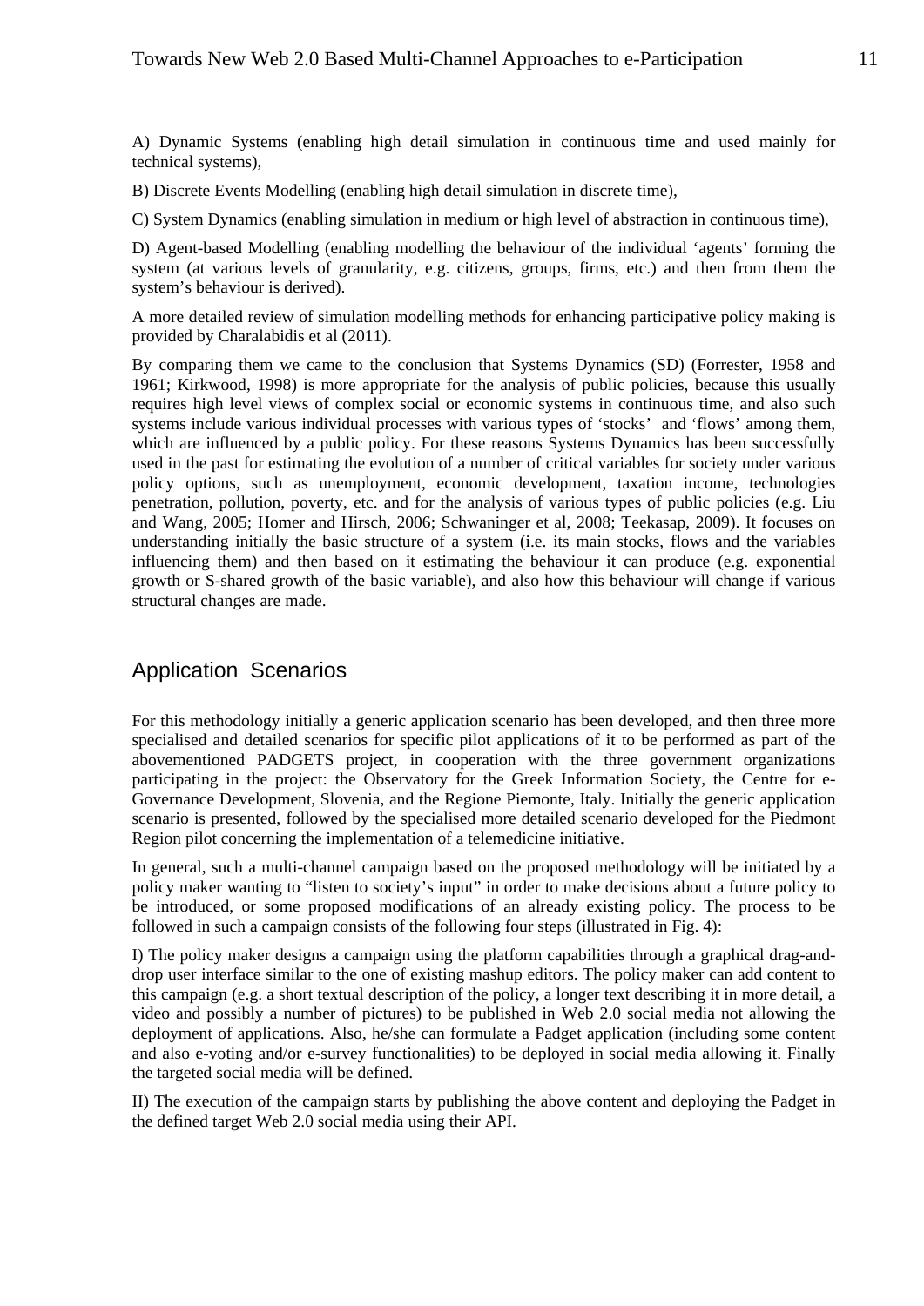A) Dynamic Systems (enabling high detail simulation in continuous time and used mainly for technical systems),

B) Discrete Events Modelling (enabling high detail simulation in discrete time),

C) System Dynamics (enabling simulation in medium or high level of abstraction in continuous time),

D) Agent-based Modelling (enabling modelling the behaviour of the individual 'agents' forming the system (at various levels of granularity, e.g. citizens, groups, firms, etc.) and then from them the system's behaviour is derived).

A more detailed review of simulation modelling methods for enhancing participative policy making is provided by Charalabidis et al (2011).

By comparing them we came to the conclusion that Systems Dynamics (SD) (Forrester, 1958 and 1961; Kirkwood, 1998) is more appropriate for the analysis of public policies, because this usually requires high level views of complex social or economic systems in continuous time, and also such systems include various individual processes with various types of 'stocks' and 'flows' among them, which are influenced by a public policy. For these reasons Systems Dynamics has been successfully used in the past for estimating the evolution of a number of critical variables for society under various policy options, such as unemployment, economic development, taxation income, technologies penetration, pollution, poverty, etc. and for the analysis of various types of public policies (e.g. Liu and Wang, 2005; Homer and Hirsch, 2006; Schwaninger et al, 2008; Teekasap, 2009). It focuses on understanding initially the basic structure of a system (i.e. its main stocks, flows and the variables influencing them) and then based on it estimating the behaviour it can produce (e.g. exponential growth or S-shared growth of the basic variable), and also how this behaviour will change if various structural changes are made.

## Application Scenarios

For this methodology initially a generic application scenario has been developed, and then three more specialised and detailed scenarios for specific pilot applications of it to be performed as part of the abovementioned PADGETS project, in cooperation with the three government organizations participating in the project: the Observatory for the Greek Information Society, the Centre for e-Governance Development, Slovenia, and the Regione Piemonte, Italy. Initially the generic application scenario is presented, followed by the specialised more detailed scenario developed for the Piedmont Region pilot concerning the implementation of a telemedicine initiative.

In general, such a multi-channel campaign based on the proposed methodology will be initiated by a policy maker wanting to "listen to society's input" in order to make decisions about a future policy to be introduced, or some proposed modifications of an already existing policy. The process to be followed in such a campaign consists of the following four steps (illustrated in Fig. 4):

I) The policy maker designs a campaign using the platform capabilities through a graphical drag-and-drop user interface similar to the one of existing mashup editors. The policy maker can add content to this campaign (e.g. a short textual description of the policy, a longer text describing it in more detail, a video and possibly a number of pictures) to be published in Web 2.0 social media not allowing the deployment of applications. Also, he/she can formulate a Padget application (including some content and also e-voting and/or e-survey functionalities) to be deployed in social media allowing it. Finally the targeted social media will be defined.

II) The execution of the campaign starts by publishing the above content and deploying the Padget in the defined target Web 2.0 social media using their API.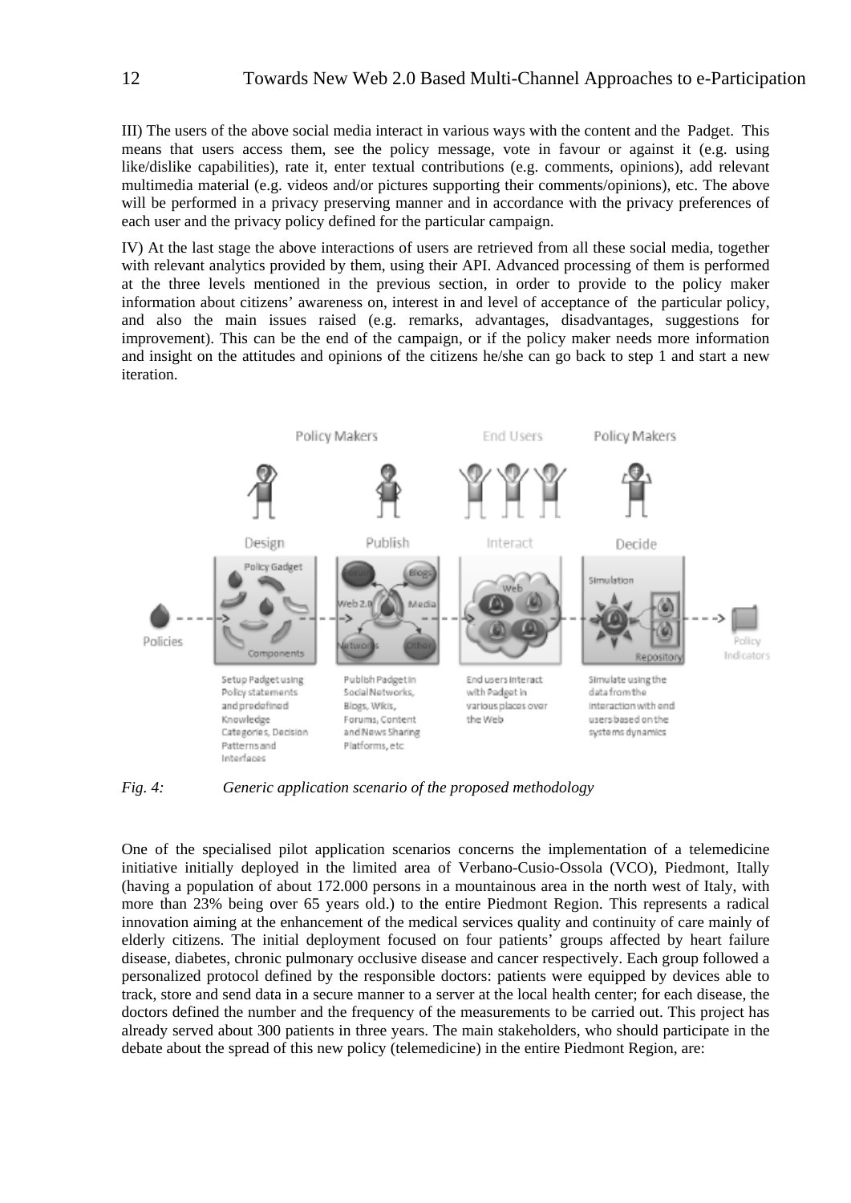III) The users of the above social media interact in various ways with the content and the Padget. This means that users access them, see the policy message, vote in favour or against it (e.g. using like/dislike capabilities), rate it, enter textual contributions (e.g. comments, opinions), add relevant multimedia material (e.g. videos and/or pictures supporting their comments/opinions), etc. The above will be performed in a privacy preserving manner and in accordance with the privacy preferences of each user and the privacy policy defined for the particular campaign.

IV) At the last stage the above interactions of users are retrieved from all these social media, together with relevant analytics provided by them, using their API. Advanced processing of them is performed at the three levels mentioned in the previous section, in order to provide to the policy maker information about citizens' awareness on, interest in and level of acceptance of the particular policy, and also the main issues raised (e.g. remarks, advantages, disadvantages, suggestions for improvement). This can be the end of the campaign, or if the policy maker needs more information and insight on the attitudes and opinions of the citizens he/she can go back to step 1 and start a new iteration.

Policy Makers
End Users
Policy Makers
Design
Publish
Interact
Decide
Policy Gadget
Components
Web 2.0
Media
Forum
Blogs
Networks
Other
Web
Simulation
Repository
Policies
Policy Indicators
Setup Padget using Policy statements and predefined Knowledge Categories, Decision Patterns and Interfaces
Publish Padget in Social Networks, Blogs, Wikis, Forums, Content and News Sharing Platforms, etc
End users interact with Padget in various places over the Web
Simulate using the data from the interaction with end users based on the systems dynamics

*Fig. 4: Generic application scenario of the proposed methodology*

One of the specialised pilot application scenarios concerns the implementation of a telemedicine initiative initially deployed in the limited area of Verbano-Cusio-Ossola (VCO), Piedmont, Itally (having a population of about 172.000 persons in a mountainous area in the north west of Italy, with more than 23% being over 65 years old.) to the entire Piedmont Region. This represents a radical innovation aiming at the enhancement of the medical services quality and continuity of care mainly of elderly citizens. The initial deployment focused on four patients' groups affected by heart failure disease, diabetes, chronic pulmonary occlusive disease and cancer respectively. Each group followed a personalized protocol defined by the responsible doctors: patients were equipped by devices able to track, store and send data in a secure manner to a server at the local health center; for each disease, the doctors defined the number and the frequency of the measurements to be carried out. This project has already served about 300 patients in three years. The main stakeholders, who should participate in the debate about the spread of this new policy (telemedicine) in the entire Piedmont Region, are: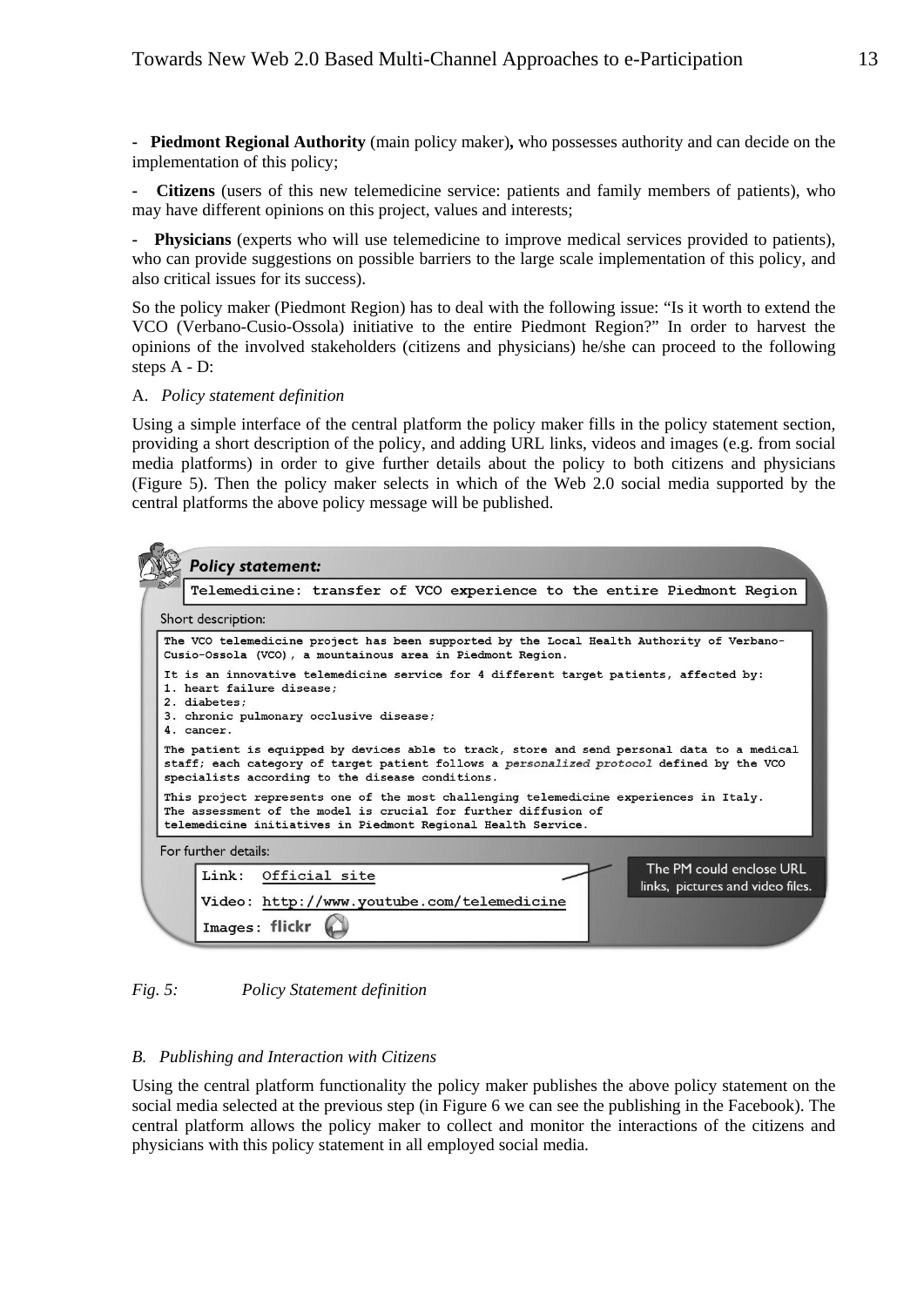- **Piedmont Regional Authority** (main policy maker)**,** who possesses authority and can decide on the implementation of this policy;

- **Citizens** (users of this new telemedicine service: patients and family members of patients), who may have different opinions on this project, values and interests;

- **Physicians** (experts who will use telemedicine to improve medical services provided to patients), who can provide suggestions on possible barriers to the large scale implementation of this policy, and also critical issues for its success).

So the policy maker (Piedmont Region) has to deal with the following issue: "Is it worth to extend the VCO (Verbano-Cusio-Ossola) initiative to the entire Piedmont Region?" In order to harvest the opinions of the involved stakeholders (citizens and physicians) he/she can proceed to the following steps A - D:

A. *Policy statement definition*

Using a simple interface of the central platform the policy maker fills in the policy statement section, providing a short description of the policy, and adding URL links, videos and images (e.g. from social media platforms) in order to give further details about the policy to both citizens and physicians (Figure 5). Then the policy maker selects in which of the Web 2.0 social media supported by the central platforms the above policy message will be published.

***Policy statement:***

Telemedicine: transfer of VCO experience to the entire Piedmont Region

Short description:

The VCO telemedicine project has been supported by the Local Health Authority of Verbano-Cusio-Ossola (VCO), a mountainous area in Piedmont Region.

It is an innovative telemedicine service for 4 different target patients, affected by:
1. heart failure disease;
2. diabetes;
3. chronic pulmonary occlusive disease;
4. cancer.

The patient is equipped by devices able to track, store and send personal data to a medical staff; each category of target patient follows a *personalized protocol* defined by the VCO specialists according to the disease conditions.

This project represents one of the most challenging telemedicine experiences in Italy. The assessment of the model is crucial for further diffusion of telemedicine initiatives in Piedmont Regional Health Service.

For further details:

Link: Official site

Video: http://www.youtube.com/telemedicine

Images: flickr

The PM could enclose URL links, pictures and video files.

*Fig. 5: Policy Statement definition*

B. *Publishing and Interaction with Citizens*

Using the central platform functionality the policy maker publishes the above policy statement on the social media selected at the previous step (in Figure 6 we can see the publishing in the Facebook). The central platform allows the policy maker to collect and monitor the interactions of the citizens and physicians with this policy statement in all employed social media.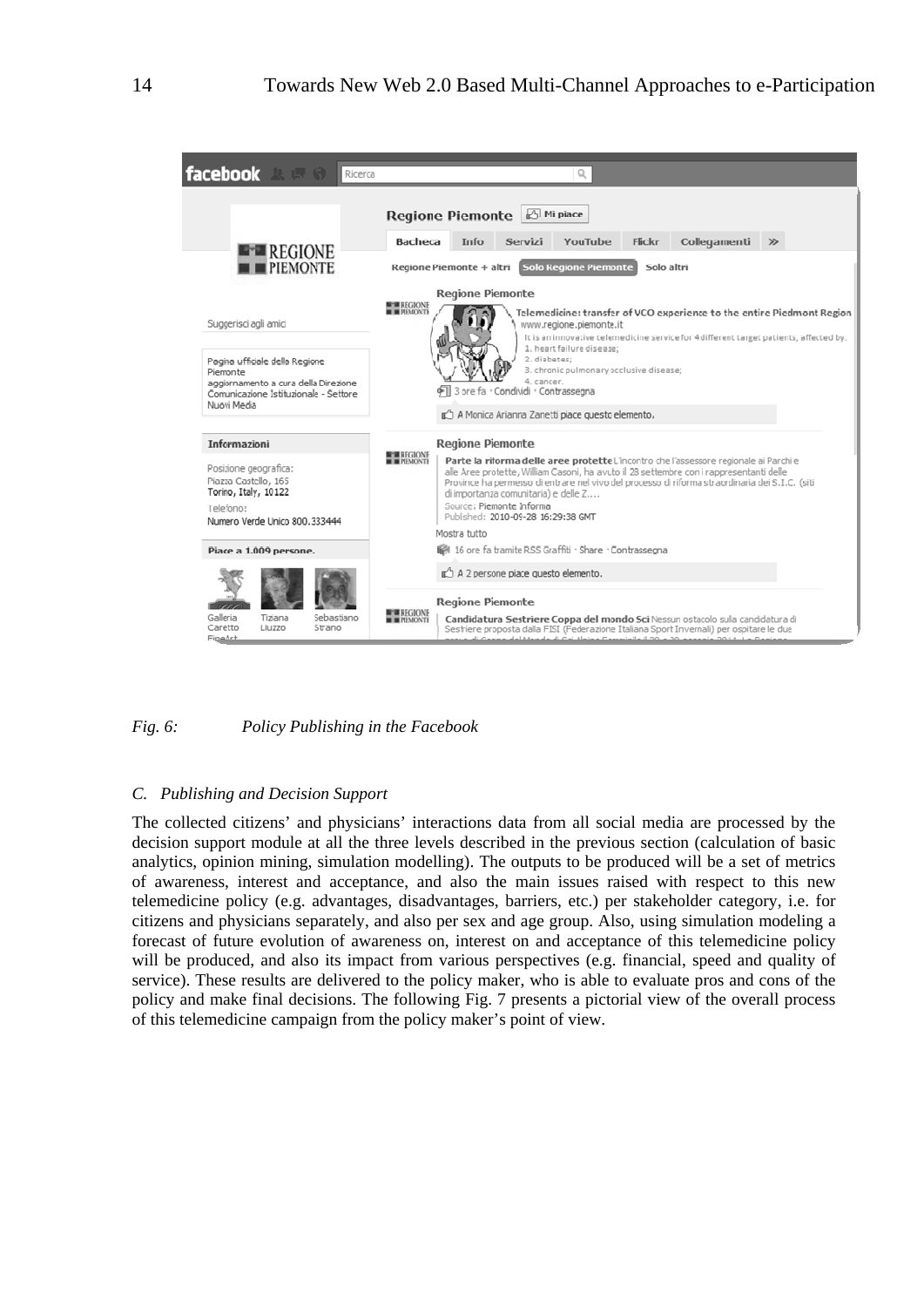*Fig. 6: Policy Publishing in the Facebook*

### *C. Publishing and Decision Support*

The collected citizens' and physicians' interactions data from all social media are processed by the decision support module at all the three levels described in the previous section (calculation of basic analytics, opinion mining, simulation modelling). The outputs to be produced will be a set of metrics of awareness, interest and acceptance, and also the main issues raised with respect to this new telemedicine policy (e.g. advantages, disadvantages, barriers, etc.) per stakeholder category, i.e. for citizens and physicians separately, and also per sex and age group. Also, using simulation modeling a forecast of future evolution of awareness on, interest on and acceptance of this telemedicine policy will be produced, and also its impact from various perspectives (e.g. financial, speed and quality of service). These results are delivered to the policy maker, who is able to evaluate pros and cons of the policy and make final decisions. The following Fig. 7 presents a pictorial view of the overall process of this telemedicine campaign from the policy maker's point of view.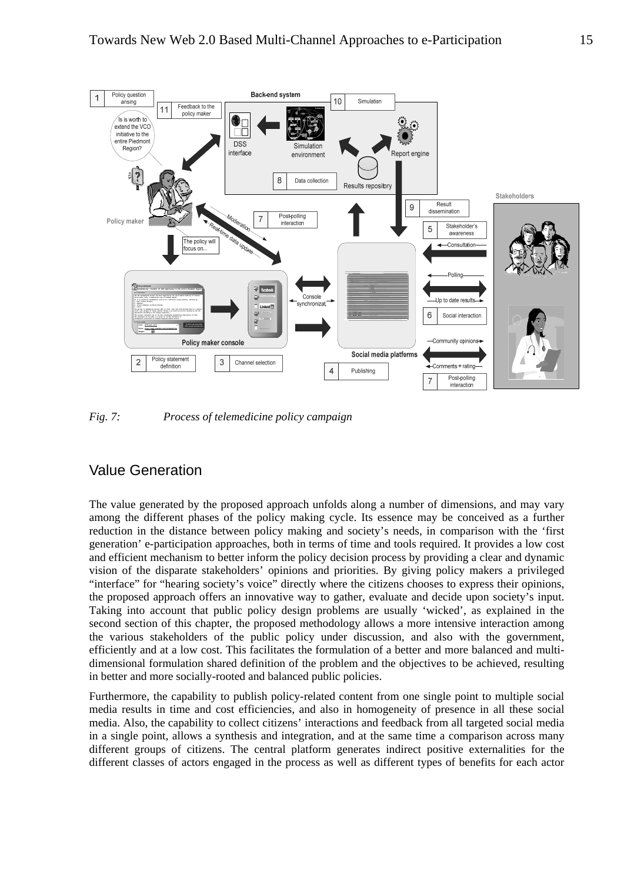1 Policy question arising

11 Feedback to the policy maker

Is is worth to extend the VCO initiative to the entire Piedmont Region?

Back-end system

10 Simulation

DSS interface

Simulation environment

Report engine

8 Data collection

Results repository

Policy maker

7 Post-polling interaction

Moderation

Real-time data update

The policy will focus on...

9 Result dissemination

5 Stakeholder's awareness

Stakeholders

Consultation

Polling

Up to date results

6 Social interaction

Community opinions

Comments + rating

7 Post-polling interaction

Console synchronizat.

Policy maker console

Social media platforms

2 Policy statement definition

3 Channel selection

4 Publishing

*Fig. 7: Process of telemedicine policy campaign*

## Value Generation

The value generated by the proposed approach unfolds along a number of dimensions, and may vary among the different phases of the policy making cycle. Its essence may be conceived as a further reduction in the distance between policy making and society's needs, in comparison with the 'first generation' e-participation approaches, both in terms of time and tools required. It provides a low cost and efficient mechanism to better inform the policy decision process by providing a clear and dynamic vision of the disparate stakeholders' opinions and priorities. By giving policy makers a privileged "interface" for "hearing society's voice" directly where the citizens chooses to express their opinions, the proposed approach offers an innovative way to gather, evaluate and decide upon society's input. Taking into account that public policy design problems are usually 'wicked', as explained in the second section of this chapter, the proposed methodology allows a more intensive interaction among the various stakeholders of the public policy under discussion, and also with the government, efficiently and at a low cost. This facilitates the formulation of a better and more balanced and multi-dimensional formulation shared definition of the problem and the objectives to be achieved, resulting in better and more socially-rooted and balanced public policies.

Furthermore, the capability to publish policy-related content from one single point to multiple social media results in time and cost efficiencies, and also in homogeneity of presence in all these social media. Also, the capability to collect citizens' interactions and feedback from all targeted social media in a single point, allows a synthesis and integration, and at the same time a comparison across many different groups of citizens. The central platform generates indirect positive externalities for the different classes of actors engaged in the process as well as different types of benefits for each actor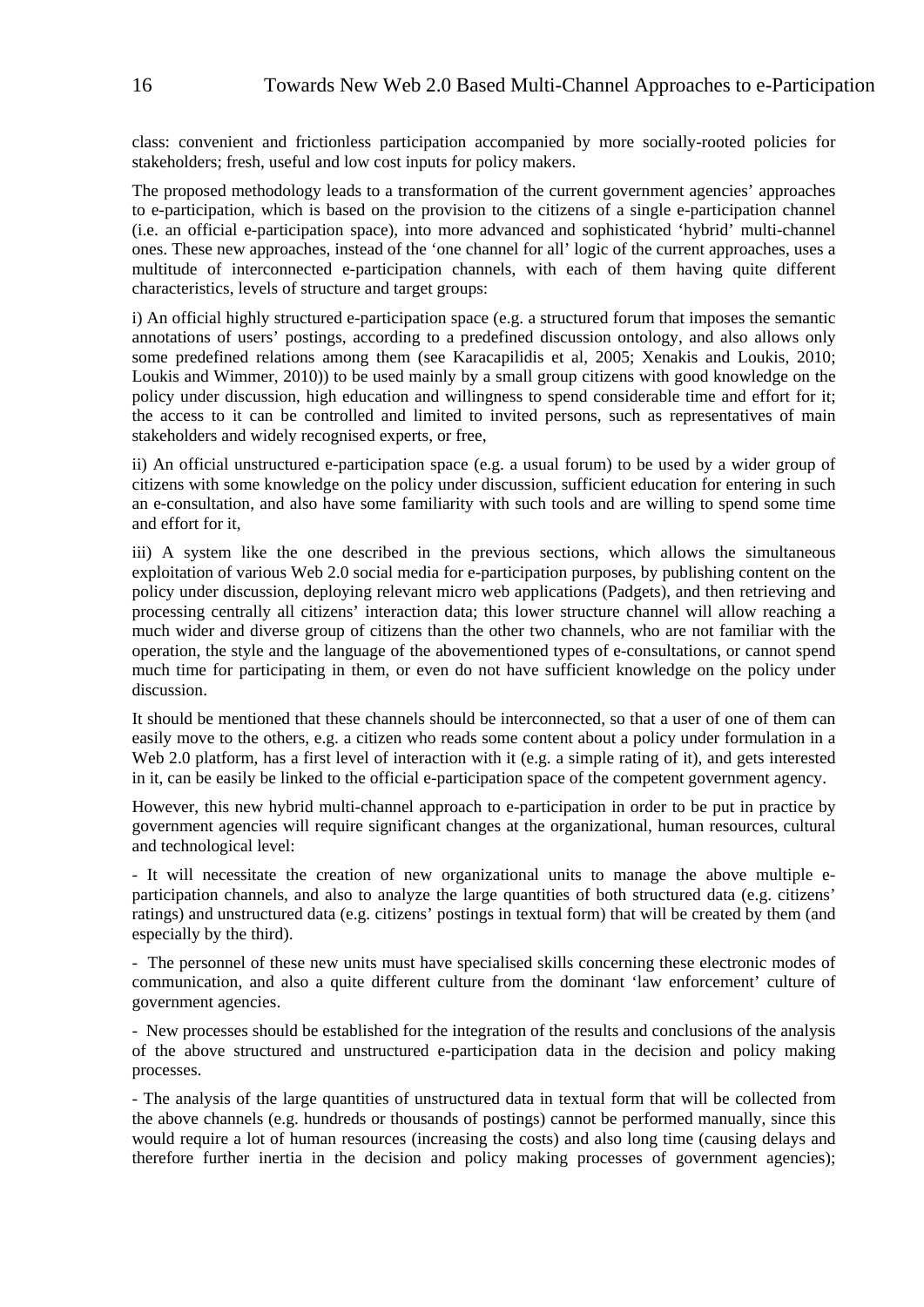class: convenient and frictionless participation accompanied by more socially-rooted policies for stakeholders; fresh, useful and low cost inputs for policy makers.

The proposed methodology leads to a transformation of the current government agencies' approaches to e-participation, which is based on the provision to the citizens of a single e-participation channel (i.e. an official e-participation space), into more advanced and sophisticated 'hybrid' multi-channel ones. These new approaches, instead of the 'one channel for all' logic of the current approaches, uses a multitude of interconnected e-participation channels, with each of them having quite different characteristics, levels of structure and target groups:

i) An official highly structured e-participation space (e.g. a structured forum that imposes the semantic annotations of users' postings, according to a predefined discussion ontology, and also allows only some predefined relations among them (see Karacapilidis et al, 2005; Xenakis and Loukis, 2010; Loukis and Wimmer, 2010)) to be used mainly by a small group citizens with good knowledge on the policy under discussion, high education and willingness to spend considerable time and effort for it; the access to it can be controlled and limited to invited persons, such as representatives of main stakeholders and widely recognised experts, or free,

ii) An official unstructured e-participation space (e.g. a usual forum) to be used by a wider group of citizens with some knowledge on the policy under discussion, sufficient education for entering in such an e-consultation, and also have some familiarity with such tools and are willing to spend some time and effort for it,

iii) A system like the one described in the previous sections, which allows the simultaneous exploitation of various Web 2.0 social media for e-participation purposes, by publishing content on the policy under discussion, deploying relevant micro web applications (Padgets), and then retrieving and processing centrally all citizens' interaction data; this lower structure channel will allow reaching a much wider and diverse group of citizens than the other two channels, who are not familiar with the operation, the style and the language of the abovementioned types of e-consultations, or cannot spend much time for participating in them, or even do not have sufficient knowledge on the policy under discussion.

It should be mentioned that these channels should be interconnected, so that a user of one of them can easily move to the others, e.g. a citizen who reads some content about a policy under formulation in a Web 2.0 platform, has a first level of interaction with it (e.g. a simple rating of it), and gets interested in it, can be easily be linked to the official e-participation space of the competent government agency.

However, this new hybrid multi-channel approach to e-participation in order to be put in practice by government agencies will require significant changes at the organizational, human resources, cultural and technological level:

- It will necessitate the creation of new organizational units to manage the above multiple e-participation channels, and also to analyze the large quantities of both structured data (e.g. citizens' ratings) and unstructured data (e.g. citizens' postings in textual form) that will be created by them (and especially by the third).

- The personnel of these new units must have specialised skills concerning these electronic modes of communication, and also a quite different culture from the dominant 'law enforcement' culture of government agencies.

- New processes should be established for the integration of the results and conclusions of the analysis of the above structured and unstructured e-participation data in the decision and policy making processes.

- The analysis of the large quantities of unstructured data in textual form that will be collected from the above channels (e.g. hundreds or thousands of postings) cannot be performed manually, since this would require a lot of human resources (increasing the costs) and also long time (causing delays and therefore further inertia in the decision and policy making processes of government agencies);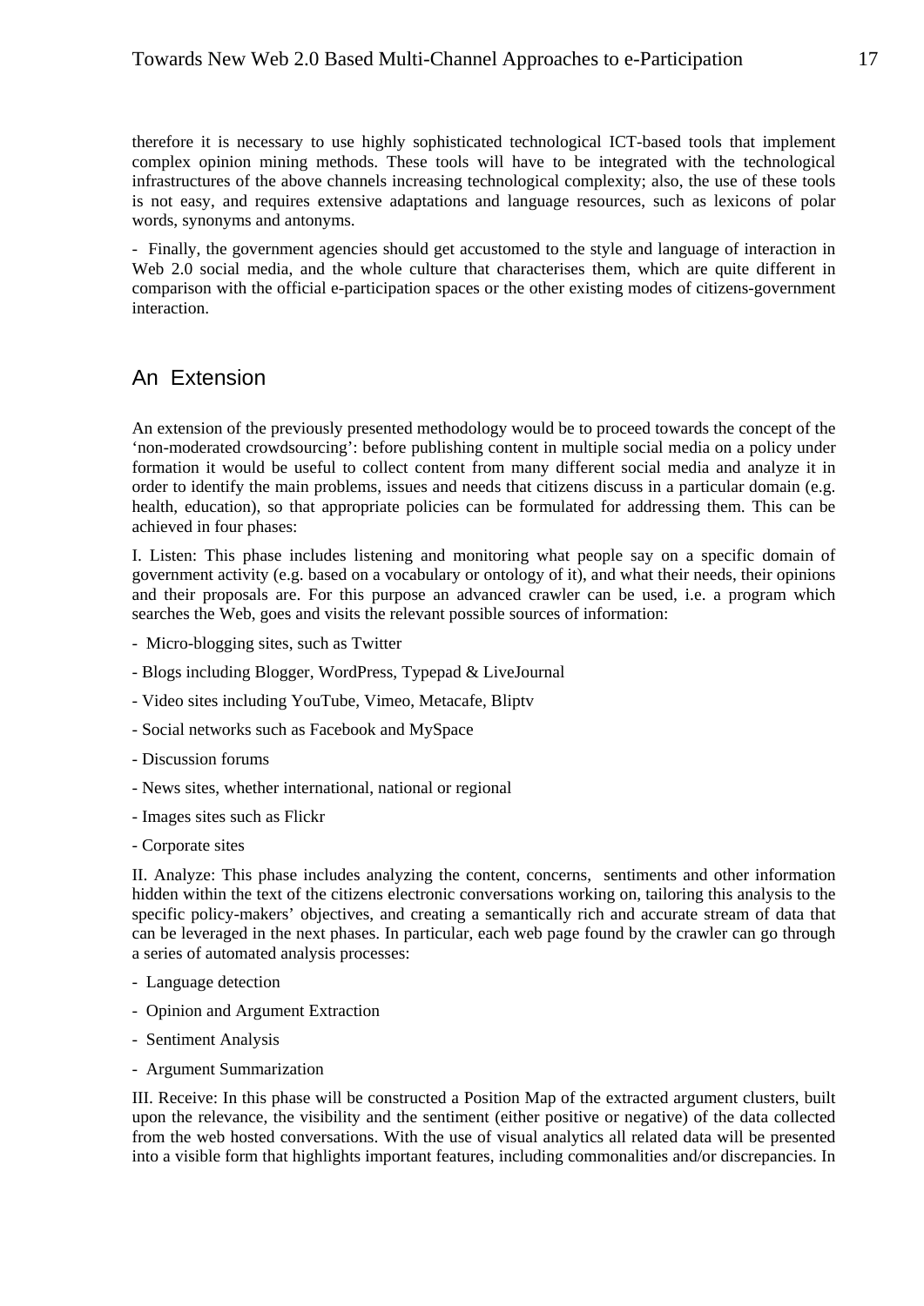therefore it is necessary to use highly sophisticated technological ICT-based tools that implement complex opinion mining methods. These tools will have to be integrated with the technological infrastructures of the above channels increasing technological complexity; also, the use of these tools is not easy, and requires extensive adaptations and language resources, such as lexicons of polar words, synonyms and antonyms.

- Finally, the government agencies should get accustomed to the style and language of interaction in Web 2.0 social media, and the whole culture that characterises them, which are quite different in comparison with the official e-participation spaces or the other existing modes of citizens-government interaction.

## An Extension

An extension of the previously presented methodology would be to proceed towards the concept of the 'non-moderated crowdsourcing': before publishing content in multiple social media on a policy under formation it would be useful to collect content from many different social media and analyze it in order to identify the main problems, issues and needs that citizens discuss in a particular domain (e.g. health, education), so that appropriate policies can be formulated for addressing them. This can be achieved in four phases:

I. Listen: This phase includes listening and monitoring what people say on a specific domain of government activity (e.g. based on a vocabulary or ontology of it), and what their needs, their opinions and their proposals are. For this purpose an advanced crawler can be used, i.e. a program which searches the Web, goes and visits the relevant possible sources of information:

- Micro-blogging sites, such as Twitter
- Blogs including Blogger, WordPress, Typepad & LiveJournal
- Video sites including YouTube, Vimeo, Metacafe, Bliptv
- Social networks such as Facebook and MySpace
- Discussion forums
- News sites, whether international, national or regional
- Images sites such as Flickr
- Corporate sites

II. Analyze: This phase includes analyzing the content, concerns, sentiments and other information hidden within the text of the citizens electronic conversations working on, tailoring this analysis to the specific policy-makers' objectives, and creating a semantically rich and accurate stream of data that can be leveraged in the next phases. In particular, each web page found by the crawler can go through a series of automated analysis processes:

- Language detection
- Opinion and Argument Extraction
- Sentiment Analysis
- Argument Summarization

III. Receive: In this phase will be constructed a Position Map of the extracted argument clusters, built upon the relevance, the visibility and the sentiment (either positive or negative) of the data collected from the web hosted conversations. With the use of visual analytics all related data will be presented into a visible form that highlights important features, including commonalities and/or discrepancies. In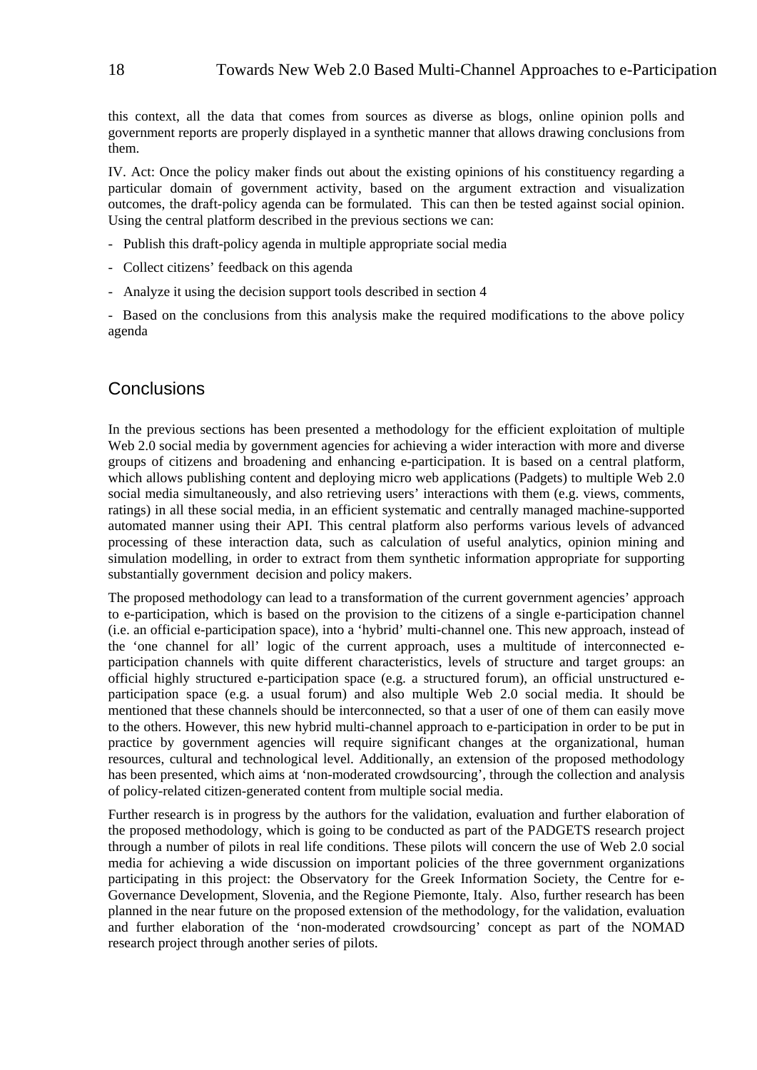this context, all the data that comes from sources as diverse as blogs, online opinion polls and government reports are properly displayed in a synthetic manner that allows drawing conclusions from them.

IV. Act: Once the policy maker finds out about the existing opinions of his constituency regarding a particular domain of government activity, based on the argument extraction and visualization outcomes, the draft-policy agenda can be formulated. This can then be tested against social opinion. Using the central platform described in the previous sections we can:

- Publish this draft-policy agenda in multiple appropriate social media
- Collect citizens' feedback on this agenda
- Analyze it using the decision support tools described in section 4
- Based on the conclusions from this analysis make the required modifications to the above policy agenda

## Conclusions

In the previous sections has been presented a methodology for the efficient exploitation of multiple Web 2.0 social media by government agencies for achieving a wider interaction with more and diverse groups of citizens and broadening and enhancing e-participation. It is based on a central platform, which allows publishing content and deploying micro web applications (Padgets) to multiple Web 2.0 social media simultaneously, and also retrieving users' interactions with them (e.g. views, comments, ratings) in all these social media, in an efficient systematic and centrally managed machine-supported automated manner using their API. This central platform also performs various levels of advanced processing of these interaction data, such as calculation of useful analytics, opinion mining and simulation modelling, in order to extract from them synthetic information appropriate for supporting substantially government decision and policy makers.

The proposed methodology can lead to a transformation of the current government agencies' approach to e-participation, which is based on the provision to the citizens of a single e-participation channel (i.e. an official e-participation space), into a 'hybrid' multi-channel one. This new approach, instead of the 'one channel for all' logic of the current approach, uses a multitude of interconnected e-participation channels with quite different characteristics, levels of structure and target groups: an official highly structured e-participation space (e.g. a structured forum), an official unstructured e-participation space (e.g. a usual forum) and also multiple Web 2.0 social media. It should be mentioned that these channels should be interconnected, so that a user of one of them can easily move to the others. However, this new hybrid multi-channel approach to e-participation in order to be put in practice by government agencies will require significant changes at the organizational, human resources, cultural and technological level. Additionally, an extension of the proposed methodology has been presented, which aims at 'non-moderated crowdsourcing', through the collection and analysis of policy-related citizen-generated content from multiple social media.

Further research is in progress by the authors for the validation, evaluation and further elaboration of the proposed methodology, which is going to be conducted as part of the PADGETS research project through a number of pilots in real life conditions. These pilots will concern the use of Web 2.0 social media for achieving a wide discussion on important policies of the three government organizations participating in this project: the Observatory for the Greek Information Society, the Centre for e-Governance Development, Slovenia, and the Regione Piemonte, Italy. Also, further research has been planned in the near future on the proposed extension of the methodology, for the validation, evaluation and further elaboration of the 'non-moderated crowdsourcing' concept as part of the NOMAD research project through another series of pilots.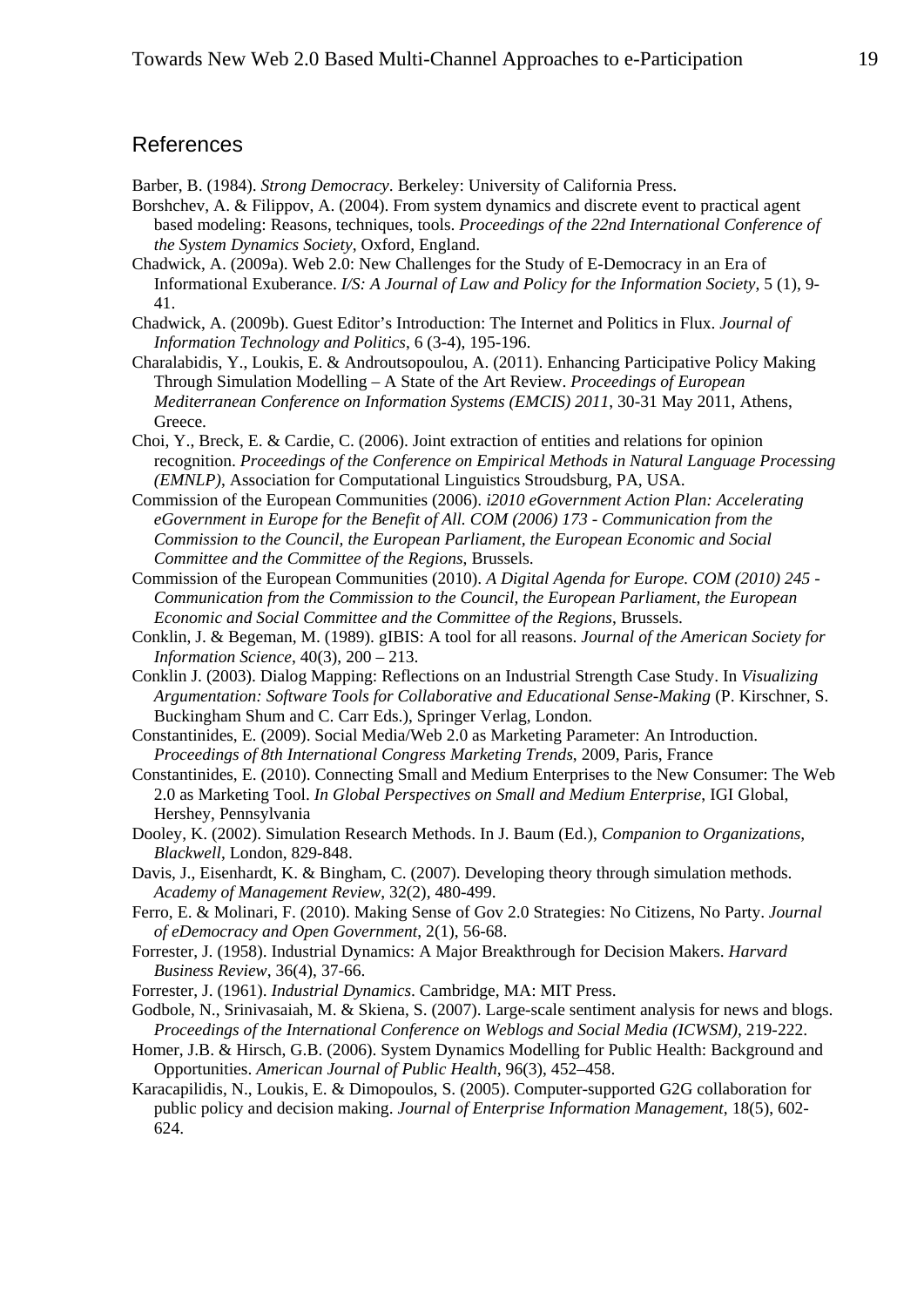## References

Barber, B. (1984). *Strong Democracy*. Berkeley: University of California Press.

Borshchev, A. & Filippov, A. (2004). From system dynamics and discrete event to practical agent based modeling: Reasons, techniques, tools. *Proceedings of the 22nd International Conference of the System Dynamics Society*, Oxford, England.

Chadwick, A. (2009a). Web 2.0: New Challenges for the Study of E-Democracy in an Era of Informational Exuberance. *I/S: A Journal of Law and Policy for the Information Society*, 5 (1), 9-41.

Chadwick, A. (2009b). Guest Editor's Introduction: The Internet and Politics in Flux. *Journal of Information Technology and Politics*, 6 (3-4), 195-196.

Charalabidis, Y., Loukis, E. & Androutsopoulou, A. (2011). Enhancing Participative Policy Making Through Simulation Modelling – A State of the Art Review. *Proceedings of European Mediterranean Conference on Information Systems (EMCIS) 2011*, 30-31 May 2011, Athens, Greece.

Choi, Y., Breck, E. & Cardie, C. (2006). Joint extraction of entities and relations for opinion recognition. *Proceedings of the Conference on Empirical Methods in Natural Language Processing (EMNLP)*, Association for Computational Linguistics Stroudsburg, PA, USA.

Commission of the European Communities (2006). *i2010 eGovernment Action Plan: Accelerating eGovernment in Europe for the Benefit of All. COM (2006) 173 - Communication from the Commission to the Council, the European Parliament, the European Economic and Social Committee and the Committee of the Regions*, Brussels.

Commission of the European Communities (2010). *A Digital Agenda for Europe. COM (2010) 245 - Communication from the Commission to the Council, the European Parliament, the European Economic and Social Committee and the Committee of the Regions*, Brussels.

Conklin, J. & Begeman, M. (1989). gIBIS: A tool for all reasons. *Journal of the American Society for Information Science*, 40(3), 200 – 213.

Conklin J. (2003). Dialog Mapping: Reflections on an Industrial Strength Case Study. In *Visualizing Argumentation: Software Tools for Collaborative and Educational Sense-Making* (P. Kirschner, S. Buckingham Shum and C. Carr Eds.), Springer Verlag, London.

Constantinides, E. (2009). Social Media/Web 2.0 as Marketing Parameter: An Introduction. *Proceedings of 8th International Congress Marketing Trends*, 2009, Paris, France

Constantinides, E. (2010). Connecting Small and Medium Enterprises to the New Consumer: The Web 2.0 as Marketing Tool. *In Global Perspectives on Small and Medium Enterprise*, IGI Global, Hershey, Pennsylvania

Dooley, K. (2002). Simulation Research Methods. In J. Baum (Ed.), *Companion to Organizations, Blackwell*, London, 829-848.

Davis, J., Eisenhardt, K. & Bingham, C. (2007). Developing theory through simulation methods. *Academy of Management Review*, 32(2), 480-499.

Ferro, E. & Molinari, F. (2010). Making Sense of Gov 2.0 Strategies: No Citizens, No Party. *Journal of eDemocracy and Open Government*, 2(1), 56-68.

Forrester, J. (1958). Industrial Dynamics: A Major Breakthrough for Decision Makers. *Harvard Business Review*, 36(4), 37-66.

Forrester, J. (1961). *Industrial Dynamics*. Cambridge, MA: MIT Press.

Godbole, N., Srinivasaiah, M. & Skiena, S. (2007). Large-scale sentiment analysis for news and blogs. *Proceedings of the International Conference on Weblogs and Social Media (ICWSM)*, 219-222.

Homer, J.B. & Hirsch, G.B. (2006). System Dynamics Modelling for Public Health: Background and Opportunities. *American Journal of Public Health*, 96(3), 452–458.

Karacapilidis, N., Loukis, E. & Dimopoulos, S. (2005). Computer-supported G2G collaboration for public policy and decision making. *Journal of Enterprise Information Management*, 18(5), 602-624.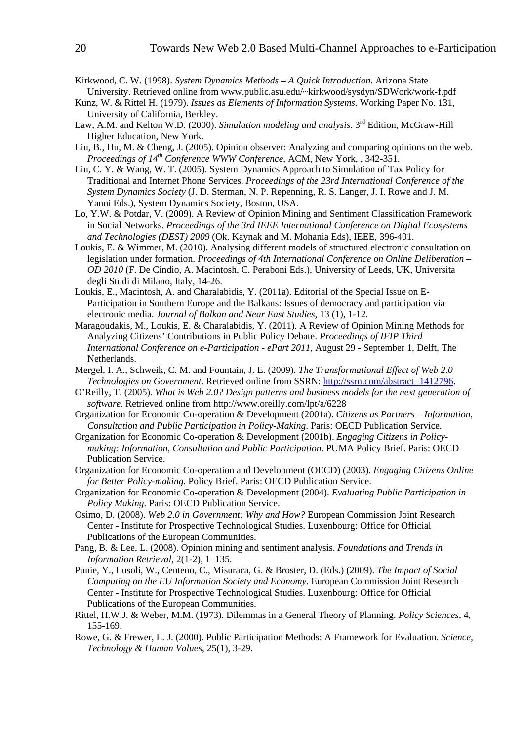Kirkwood, C. W. (1998). *System Dynamics Methods – A Quick Introduction.* Arizona State University. Retrieved online from www.public.asu.edu/~kirkwood/sysdyn/SDWork/work-f.pdf

Kunz, W. & Rittel H. (1979). *Issues as Elements of Information Systems*. Working Paper No. 131, University of California, Berkley.

Law, A.M. and Kelton W.D. (2000). *Simulation modeling and analysis.* 3rd Edition, McGraw-Hill Higher Education, New York.

Liu, B., Hu, M. & Cheng, J. (2005). Opinion observer: Analyzing and comparing opinions on the web. *Proceedings of 14th Conference WWW Conference*, ACM, New York, , 342-351.

Liu, C. Y. & Wang, W. T. (2005). System Dynamics Approach to Simulation of Tax Policy for Traditional and Internet Phone Services. *Proceedings of the 23rd International Conference of the System Dynamics Society* (J. D. Sterman, N. P. Repenning, R. S. Langer, J. I. Rowe and J. M. Yanni Eds.), System Dynamics Society, Boston, USA.

Lo, Y.W. & Potdar, V. (2009). A Review of Opinion Mining and Sentiment Classification Framework in Social Networks. *Proceedings of the 3rd IEEE International Conference on Digital Ecosystems and Technologies (DEST) 2009* (Ok. Kaynak and M. Mohania Eds), IEEE, 396-401.

Loukis, E. & Wimmer, M. (2010). Analysing different models of structured electronic consultation on legislation under formation. *Proceedings of 4th International Conference on Online Deliberation – OD 2010* (F. De Cindio, A. Macintosh, C. Peraboni Eds.), University of Leeds, UK, Universita degli Studi di Milano, Italy, 14-26.

Loukis, E., Macintosh, A. and Charalabidis, Y. (2011a). Editorial of the Special Issue on E-Participation in Southern Europe and the Balkans: Issues of democracy and participation via electronic media. *Journal of Balkan and Near East Studies*, 13 (1), 1-12.

Maragoudakis, M., Loukis, E. & Charalabidis, Y. (2011). A Review of Opinion Mining Methods for Analyzing Citizens' Contributions in Public Policy Debate. *Proceedings of IFIP Third International Conference on e-Participation - ePart 2011*, August 29 - September 1, Delft, The Netherlands.

Mergel, I. A., Schweik, C. M. and Fountain, J. E. (2009). *The Transformational Effect of Web 2.0 Technologies on Government*. Retrieved online from SSRN: http://ssrn.com/abstract=1412796.

O'Reilly, T. (2005). *What is Web 2.0? Design patterns and business models for the next generation of software.* Retrieved online from http://www.oreilly.com/lpt/a/6228

Organization for Economic Co-operation & Development (2001a). *Citizens as Partners – Information, Consultation and Public Participation in Policy-Making*. Paris: OECD Publication Service.

Organization for Economic Co-operation & Development (2001b). *Engaging Citizens in Policy-making: Information, Consultation and Public Participation*. PUMA Policy Brief. Paris: OECD Publication Service.

Organization for Economic Co-operation and Development (OECD) (2003). *Engaging Citizens Online for Better Policy-making*. Policy Brief. Paris: OECD Publication Service.

Organization for Economic Co-operation & Development (2004). *Evaluating Public Participation in Policy Making*. Paris: OECD Publication Service.

Osimo, D. (2008). *Web 2.0 in Government: Why and How?* European Commission Joint Research Center - Institute for Prospective Technological Studies. Luxenbourg: Office for Official Publications of the European Communities.

Pang, B. & Lee, L. (2008). Opinion mining and sentiment analysis. *Foundations and Trends in Information Retrieval*, 2(1-2), 1–135.

Punie, Y., Lusoli, W., Centeno, C., Misuraca, G. & Broster, D. (Eds.) (2009). *The Impact of Social Computing on the EU Information Society and Economy*. European Commission Joint Research Center - Institute for Prospective Technological Studies. Luxenbourg: Office for Official Publications of the European Communities.

Rittel, H.W.J. & Weber, M.M. (1973). Dilemmas in a General Theory of Planning. *Policy Sciences*, 4, 155-169.

Rowe, G. & Frewer, L. J. (2000). Public Participation Methods: A Framework for Evaluation. *Science, Technology & Human Values*, 25(1), 3-29.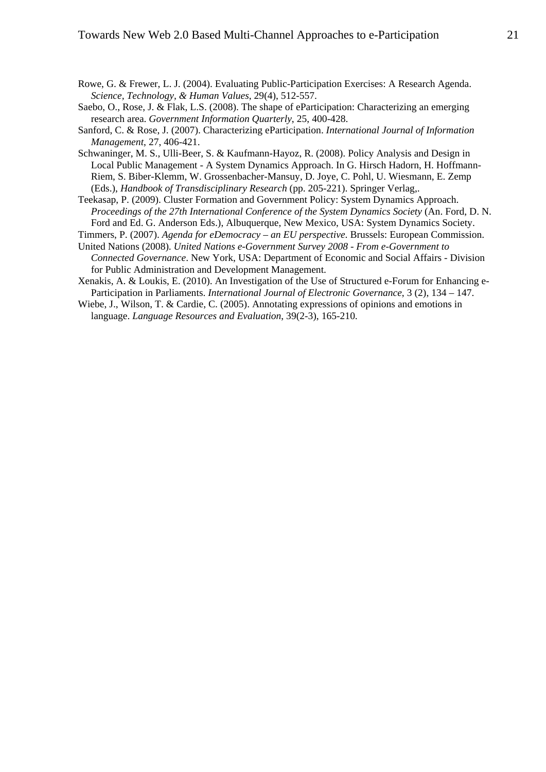Rowe, G. & Frewer, L. J. (2004). Evaluating Public-Participation Exercises: A Research Agenda. *Science, Technology, & Human Values*, 29(4), 512-557.

Saebo, O., Rose, J. & Flak, L.S. (2008). The shape of eParticipation: Characterizing an emerging research area. *Government Information Quarterly*, 25, 400-428.

Sanford, C. & Rose, J. (2007). Characterizing eParticipation. *International Journal of Information Management*, 27, 406-421.

Schwaninger, M. S., Ulli-Beer, S. & Kaufmann-Hayoz, R. (2008). Policy Analysis and Design in Local Public Management - A System Dynamics Approach. In G. Hirsch Hadorn, H. Hoffmann-Riem, S. Biber-Klemm, W. Grossenbacher-Mansuy, D. Joye, C. Pohl, U. Wiesmann, E. Zemp (Eds.), *Handbook of Transdisciplinary Research* (pp. 205-221). Springer Verlag,.

Teekasap, P. (2009). Cluster Formation and Government Policy: System Dynamics Approach. *Proceedings of the 27th International Conference of the System Dynamics Society* (An. Ford, D. N. Ford and Ed. G. Anderson Eds.), Albuquerque, New Mexico, USA: System Dynamics Society.

Timmers, P. (2007). *Agenda for eDemocracy – an EU perspective*. Brussels: European Commission.

United Nations (2008). *United Nations e-Government Survey 2008 - From e-Government to Connected Governance*. New York, USA: Department of Economic and Social Affairs - Division for Public Administration and Development Management.

Xenakis, A. & Loukis, E. (2010). An Investigation of the Use of Structured e-Forum for Enhancing e-Participation in Parliaments. *International Journal of Electronic Governance*, 3 (2), 134 – 147.

Wiebe, J., Wilson, T. & Cardie, C. (2005). Annotating expressions of opinions and emotions in language. *Language Resources and Evaluation*, 39(2-3), 165-210.